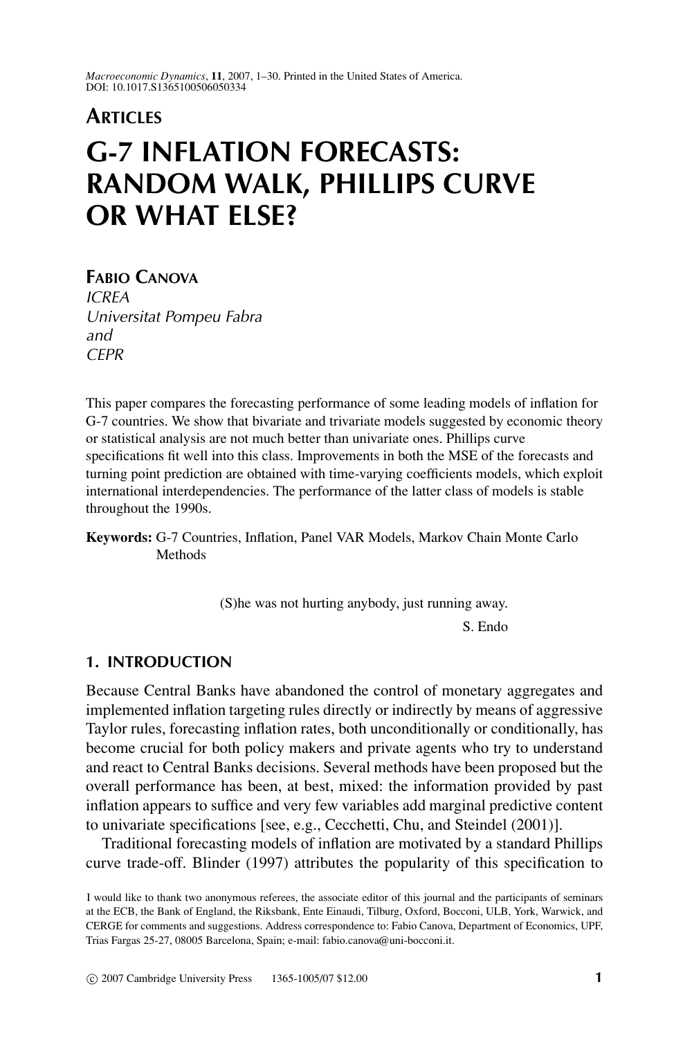**Articles**

# G-7 INFLATION FORECASTS: RANDOM WALK, PHILLIPS CURVE OR WHAT ELSE?

**Fabio Canova**
*ICREA*
*Universitat Pompeu Fabra*
*and*
*CEPR*

This paper compares the forecasting performance of some leading models of inflation for G-7 countries. We show that bivariate and trivariate models suggested by economic theory or statistical analysis are not much better than univariate ones. Phillips curve specifications fit well into this class. Improvements in both the MSE of the forecasts and turning point prediction are obtained with time-varying coefficients models, which exploit international interdependencies. The performance of the latter class of models is stable throughout the 1990s.

**Keywords:** G-7 Countries, Inflation, Panel VAR Models, Markov Chain Monte Carlo Methods

> (S)he was not hurting anybody, just running away.
>
> S. Endo

## 1. INTRODUCTION

Because Central Banks have abandoned the control of monetary aggregates and implemented inflation targeting rules directly or indirectly by means of aggressive Taylor rules, forecasting inflation rates, both unconditionally or conditionally, has become crucial for both policy makers and private agents who try to understand and react to Central Banks decisions. Several methods have been proposed but the overall performance has been, at best, mixed: the information provided by past inflation appears to suffice and very few variables add marginal predictive content to univariate specifications [see, e.g., Cecchetti, Chu, and Steindel (2001)].

Traditional forecasting models of inflation are motivated by a standard Phillips curve trade-off. Blinder (1997) attributes the popularity of this specification to

I would like to thank two anonymous referees, the associate editor of this journal and the participants of seminars at the ECB, the Bank of England, the Riksbank, Ente Einaudi, Tilburg, Oxford, Bocconi, ULB, York, Warwick, and CERGE for comments and suggestions. Address correspondence to: Fabio Canova, Department of Economics, UPF, Trias Fargas 25-27, 08005 Barcelona, Spain; e-mail: fabio.canova@uni-bocconi.it.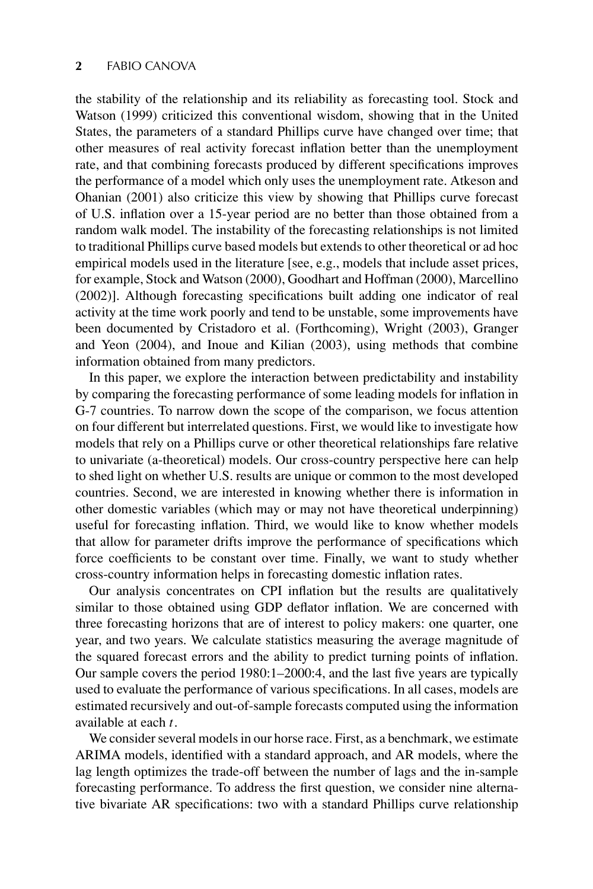the stability of the relationship and its reliability as forecasting tool. Stock and Watson (1999) criticized this conventional wisdom, showing that in the United States, the parameters of a standard Phillips curve have changed over time; that other measures of real activity forecast inflation better than the unemployment rate, and that combining forecasts produced by different specifications improves the performance of a model which only uses the unemployment rate. Atkeson and Ohanian (2001) also criticize this view by showing that Phillips curve forecast of U.S. inflation over a 15-year period are no better than those obtained from a random walk model. The instability of the forecasting relationships is not limited to traditional Phillips curve based models but extends to other theoretical or ad hoc empirical models used in the literature [see, e.g., models that include asset prices, for example, Stock and Watson (2000), Goodhart and Hoffman (2000), Marcellino (2002)]. Although forecasting specifications built adding one indicator of real activity at the time work poorly and tend to be unstable, some improvements have been documented by Cristadoro et al. (Forthcoming), Wright (2003), Granger and Yeon (2004), and Inoue and Kilian (2003), using methods that combine information obtained from many predictors.

In this paper, we explore the interaction between predictability and instability by comparing the forecasting performance of some leading models for inflation in G-7 countries. To narrow down the scope of the comparison, we focus attention on four different but interrelated questions. First, we would like to investigate how models that rely on a Phillips curve or other theoretical relationships fare relative to univariate (a-theoretical) models. Our cross-country perspective here can help to shed light on whether U.S. results are unique or common to the most developed countries. Second, we are interested in knowing whether there is information in other domestic variables (which may or may not have theoretical underpinning) useful for forecasting inflation. Third, we would like to know whether models that allow for parameter drifts improve the performance of specifications which force coefficients to be constant over time. Finally, we want to study whether cross-country information helps in forecasting domestic inflation rates.

Our analysis concentrates on CPI inflation but the results are qualitatively similar to those obtained using GDP deflator inflation. We are concerned with three forecasting horizons that are of interest to policy makers: one quarter, one year, and two years. We calculate statistics measuring the average magnitude of the squared forecast errors and the ability to predict turning points of inflation. Our sample covers the period 1980:1–2000:4, and the last five years are typically used to evaluate the performance of various specifications. In all cases, models are estimated recursively and out-of-sample forecasts computed using the information available at each $t$.

We consider several models in our horse race. First, as a benchmark, we estimate ARIMA models, identified with a standard approach, and AR models, where the lag length optimizes the trade-off between the number of lags and the in-sample forecasting performance. To address the first question, we consider nine alternative bivariate AR specifications: two with a standard Phillips curve relationship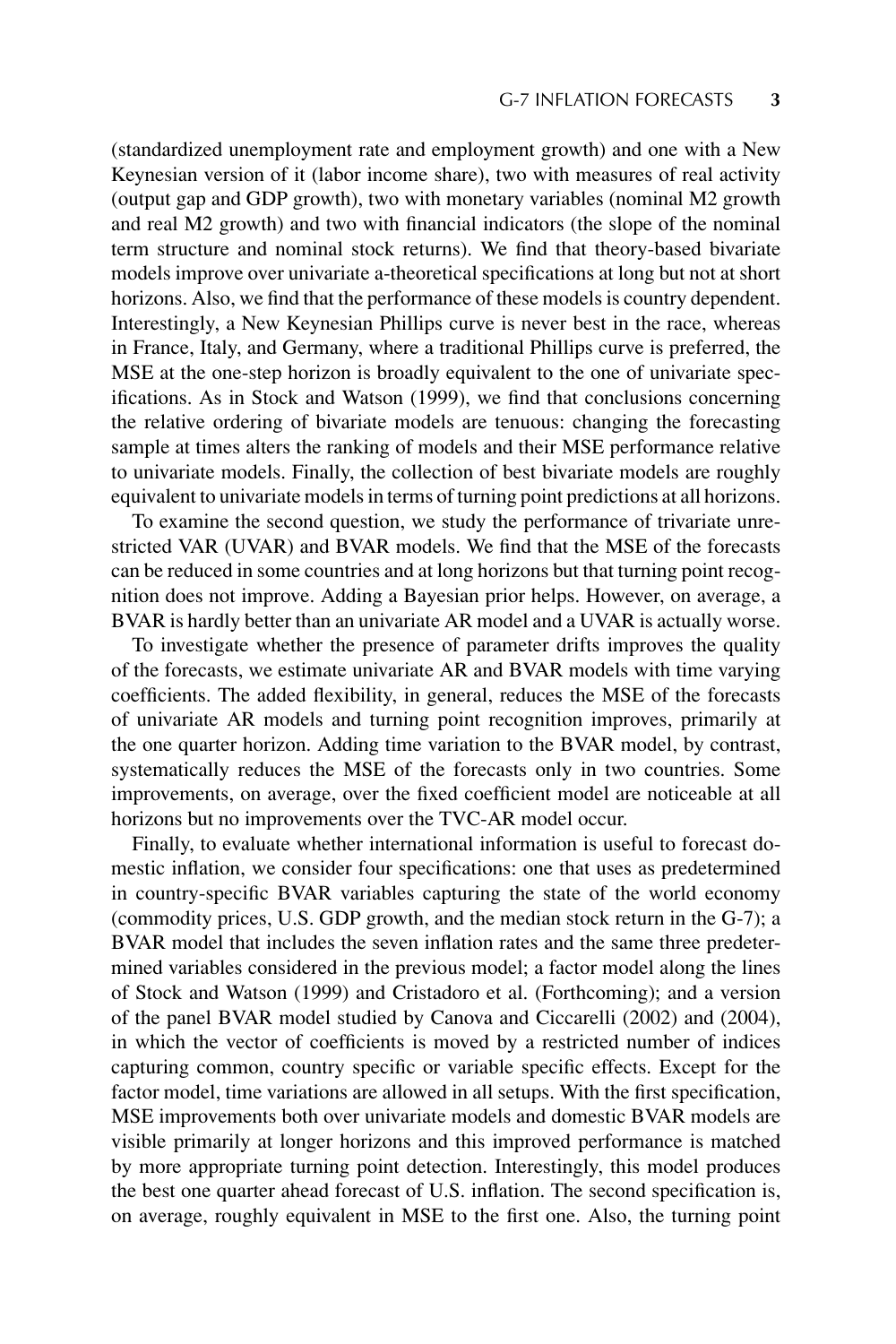(standardized unemployment rate and employment growth) and one with a New Keynesian version of it (labor income share), two with measures of real activity (output gap and GDP growth), two with monetary variables (nominal M2 growth and real M2 growth) and two with financial indicators (the slope of the nominal term structure and nominal stock returns). We find that theory-based bivariate models improve over univariate a-theoretical specifications at long but not at short horizons. Also, we find that the performance of these models is country dependent. Interestingly, a New Keynesian Phillips curve is never best in the race, whereas in France, Italy, and Germany, where a traditional Phillips curve is preferred, the MSE at the one-step horizon is broadly equivalent to the one of univariate specifications. As in Stock and Watson (1999), we find that conclusions concerning the relative ordering of bivariate models are tenuous: changing the forecasting sample at times alters the ranking of models and their MSE performance relative to univariate models. Finally, the collection of best bivariate models are roughly equivalent to univariate models in terms of turning point predictions at all horizons.

To examine the second question, we study the performance of trivariate unrestricted VAR (UVAR) and BVAR models. We find that the MSE of the forecasts can be reduced in some countries and at long horizons but that turning point recognition does not improve. Adding a Bayesian prior helps. However, on average, a BVAR is hardly better than an univariate AR model and a UVAR is actually worse.

To investigate whether the presence of parameter drifts improves the quality of the forecasts, we estimate univariate AR and BVAR models with time varying coefficients. The added flexibility, in general, reduces the MSE of the forecasts of univariate AR models and turning point recognition improves, primarily at the one quarter horizon. Adding time variation to the BVAR model, by contrast, systematically reduces the MSE of the forecasts only in two countries. Some improvements, on average, over the fixed coefficient model are noticeable at all horizons but no improvements over the TVC-AR model occur.

Finally, to evaluate whether international information is useful to forecast domestic inflation, we consider four specifications: one that uses as predetermined in country-specific BVAR variables capturing the state of the world economy (commodity prices, U.S. GDP growth, and the median stock return in the G-7); a BVAR model that includes the seven inflation rates and the same three predetermined variables considered in the previous model; a factor model along the lines of Stock and Watson (1999) and Cristadoro et al. (Forthcoming); and a version of the panel BVAR model studied by Canova and Ciccarelli (2002) and (2004), in which the vector of coefficients is moved by a restricted number of indices capturing common, country specific or variable specific effects. Except for the factor model, time variations are allowed in all setups. With the first specification, MSE improvements both over univariate models and domestic BVAR models are visible primarily at longer horizons and this improved performance is matched by more appropriate turning point detection. Interestingly, this model produces the best one quarter ahead forecast of U.S. inflation. The second specification is, on average, roughly equivalent in MSE to the first one. Also, the turning point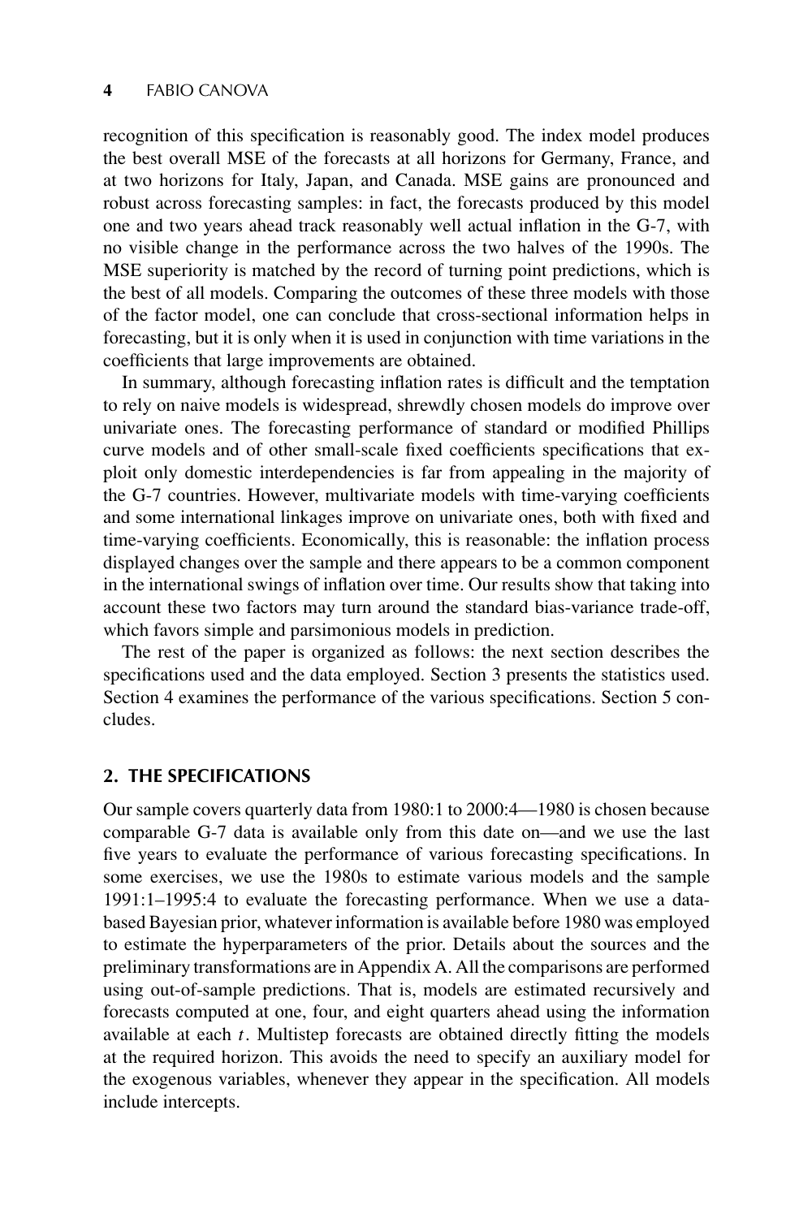recognition of this specification is reasonably good. The index model produces the best overall MSE of the forecasts at all horizons for Germany, France, and at two horizons for Italy, Japan, and Canada. MSE gains are pronounced and robust across forecasting samples: in fact, the forecasts produced by this model one and two years ahead track reasonably well actual inflation in the G-7, with no visible change in the performance across the two halves of the 1990s. The MSE superiority is matched by the record of turning point predictions, which is the best of all models. Comparing the outcomes of these three models with those of the factor model, one can conclude that cross-sectional information helps in forecasting, but it is only when it is used in conjunction with time variations in the coefficients that large improvements are obtained.

In summary, although forecasting inflation rates is difficult and the temptation to rely on naive models is widespread, shrewdly chosen models do improve over univariate ones. The forecasting performance of standard or modified Phillips curve models and of other small-scale fixed coefficients specifications that exploit only domestic interdependencies is far from appealing in the majority of the G-7 countries. However, multivariate models with time-varying coefficients and some international linkages improve on univariate ones, both with fixed and time-varying coefficients. Economically, this is reasonable: the inflation process displayed changes over the sample and there appears to be a common component in the international swings of inflation over time. Our results show that taking into account these two factors may turn around the standard bias-variance trade-off, which favors simple and parsimonious models in prediction.

The rest of the paper is organized as follows: the next section describes the specifications used and the data employed. Section 3 presents the statistics used. Section 4 examines the performance of the various specifications. Section 5 concludes.

## 2. THE SPECIFICATIONS

Our sample covers quarterly data from 1980:1 to 2000:4—1980 is chosen because comparable G-7 data is available only from this date on—and we use the last five years to evaluate the performance of various forecasting specifications. In some exercises, we use the 1980s to estimate various models and the sample 1991:1–1995:4 to evaluate the forecasting performance. When we use a data-based Bayesian prior, whatever information is available before 1980 was employed to estimate the hyperparameters of the prior. Details about the sources and the preliminary transformations are in Appendix A. All the comparisons are performed using out-of-sample predictions. That is, models are estimated recursively and forecasts computed at one, four, and eight quarters ahead using the information available at each $t$. Multistep forecasts are obtained directly fitting the models at the required horizon. This avoids the need to specify an auxiliary model for the exogenous variables, whenever they appear in the specification. All models include intercepts.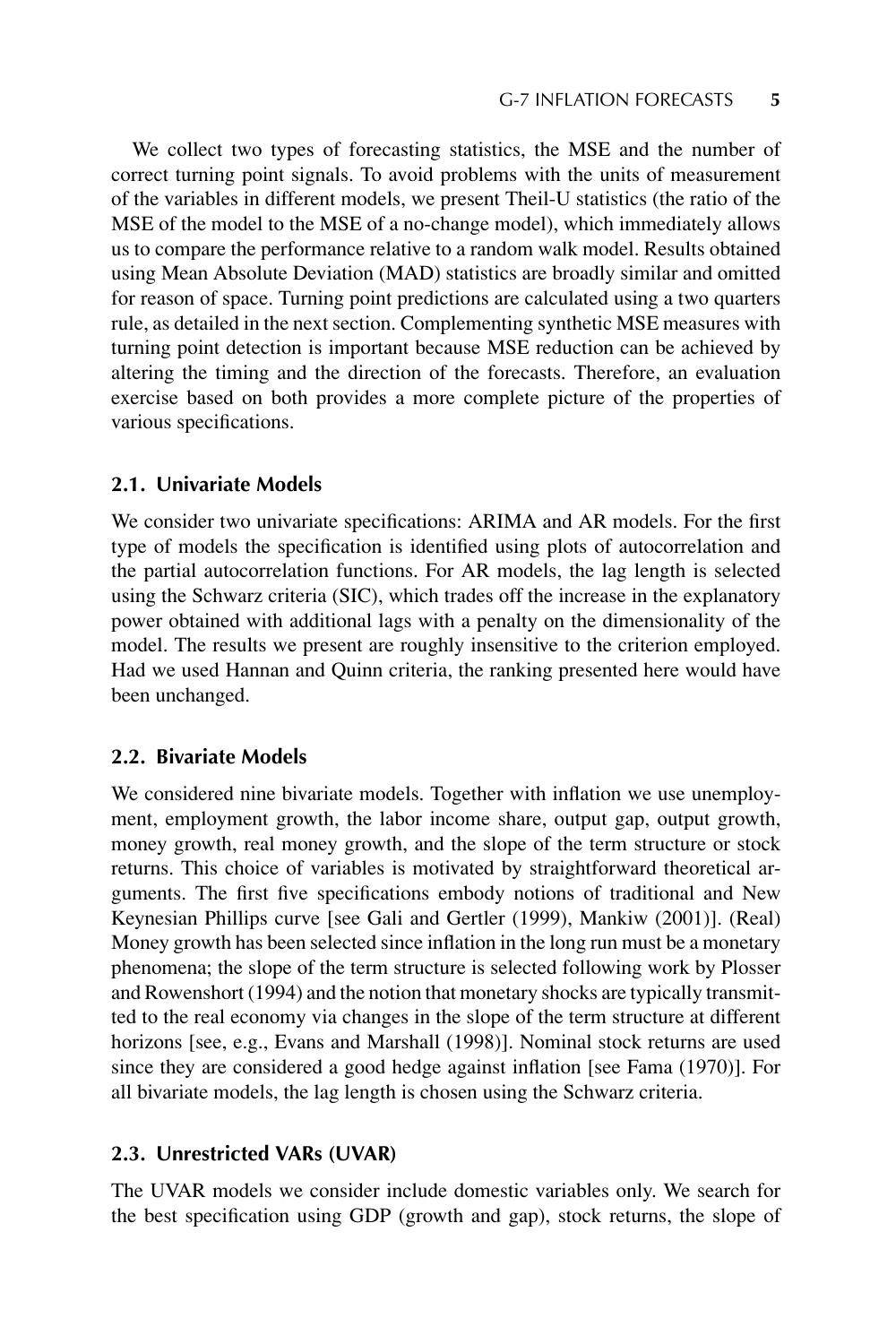We collect two types of forecasting statistics, the MSE and the number of correct turning point signals. To avoid problems with the units of measurement of the variables in different models, we present Theil-U statistics (the ratio of the MSE of the model to the MSE of a no-change model), which immediately allows us to compare the performance relative to a random walk model. Results obtained using Mean Absolute Deviation (MAD) statistics are broadly similar and omitted for reason of space. Turning point predictions are calculated using a two quarters rule, as detailed in the next section. Complementing synthetic MSE measures with turning point detection is important because MSE reduction can be achieved by altering the timing and the direction of the forecasts. Therefore, an evaluation exercise based on both provides a more complete picture of the properties of various specifications.

### 2.1. Univariate Models

We consider two univariate specifications: ARIMA and AR models. For the first type of models the specification is identified using plots of autocorrelation and the partial autocorrelation functions. For AR models, the lag length is selected using the Schwarz criteria (SIC), which trades off the increase in the explanatory power obtained with additional lags with a penalty on the dimensionality of the model. The results we present are roughly insensitive to the criterion employed. Had we used Hannan and Quinn criteria, the ranking presented here would have been unchanged.

### 2.2. Bivariate Models

We considered nine bivariate models. Together with inflation we use unemployment, employment growth, the labor income share, output gap, output growth, money growth, real money growth, and the slope of the term structure or stock returns. This choice of variables is motivated by straightforward theoretical arguments. The first five specifications embody notions of traditional and New Keynesian Phillips curve [see Gali and Gertler (1999), Mankiw (2001)]. (Real) Money growth has been selected since inflation in the long run must be a monetary phenomena; the slope of the term structure is selected following work by Plosser and Rowenshort (1994) and the notion that monetary shocks are typically transmitted to the real economy via changes in the slope of the term structure at different horizons [see, e.g., Evans and Marshall (1998)]. Nominal stock returns are used since they are considered a good hedge against inflation [see Fama (1970)]. For all bivariate models, the lag length is chosen using the Schwarz criteria.

### 2.3. Unrestricted VARs (UVAR)

The UVAR models we consider include domestic variables only. We search for the best specification using GDP (growth and gap), stock returns, the slope of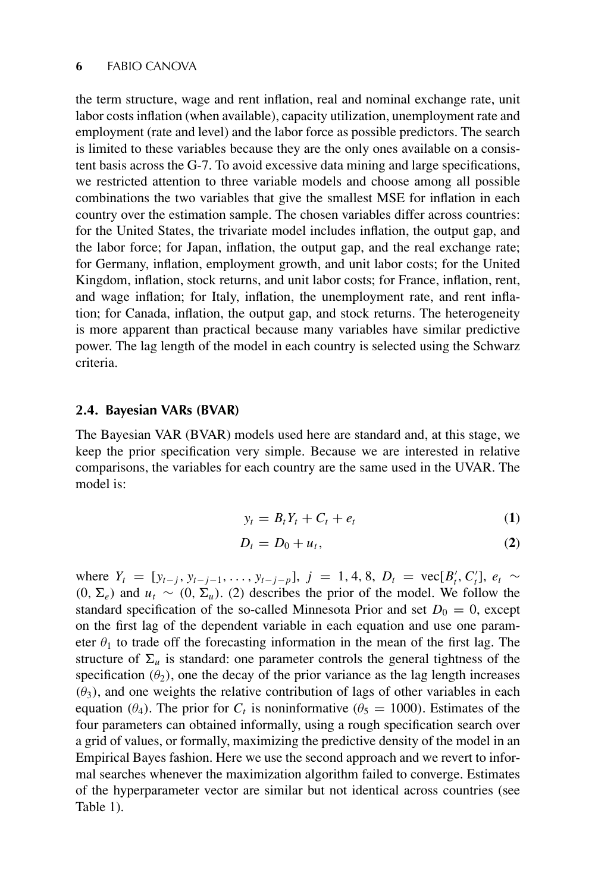the term structure, wage and rent inflation, real and nominal exchange rate, unit labor costs inflation (when available), capacity utilization, unemployment rate and employment (rate and level) and the labor force as possible predictors. The search is limited to these variables because they are the only ones available on a consistent basis across the G-7. To avoid excessive data mining and large specifications, we restricted attention to three variable models and choose among all possible combinations the two variables that give the smallest MSE for inflation in each country over the estimation sample. The chosen variables differ across countries: for the United States, the trivariate model includes inflation, the output gap, and the labor force; for Japan, inflation, the output gap, and the real exchange rate; for Germany, inflation, employment growth, and unit labor costs; for the United Kingdom, inflation, stock returns, and unit labor costs; for France, inflation, rent, and wage inflation; for Italy, inflation, the unemployment rate, and rent inflation; for Canada, inflation, the output gap, and stock returns. The heterogeneity is more apparent than practical because many variables have similar predictive power. The lag length of the model in each country is selected using the Schwarz criteria.

### 2.4. Bayesian VARs (BVAR)

The Bayesian VAR (BVAR) models used here are standard and, at this stage, we keep the prior specification very simple. Because we are interested in relative comparisons, the variables for each country are the same used in the UVAR. The model is:

$$y_t = B_t Y_t + C_t + e_t \tag{1}$$

$$D_t = D_0 + u_t, \tag{2}$$

where $Y_t = [y_{t-j}, y_{t-j-1}, \ldots, y_{t-j-p}]$, $j = 1, 4, 8$, $D_t = \text{vec}[B_t', C_t']$, $e_t \sim (0, \Sigma_e)$ and $u_t \sim (0, \Sigma_u)$. (2) describes the prior of the model. We follow the standard specification of the so-called Minnesota Prior and set $D_0 = 0$, except on the first lag of the dependent variable in each equation and use one parameter $\theta_1$ to trade off the forecasting information in the mean of the first lag. The structure of $\Sigma_u$ is standard: one parameter controls the general tightness of the specification ($\theta_2$), one the decay of the prior variance as the lag length increases ($\theta_3$), and one weights the relative contribution of lags of other variables in each equation ($\theta_4$). The prior for $C_t$ is noninformative ($\theta_5 = 1000$). Estimates of the four parameters can obtained informally, using a rough specification search over a grid of values, or formally, maximizing the predictive density of the model in an Empirical Bayes fashion. Here we use the second approach and we revert to informal searches whenever the maximization algorithm failed to converge. Estimates of the hyperparameter vector are similar but not identical across countries (see Table 1).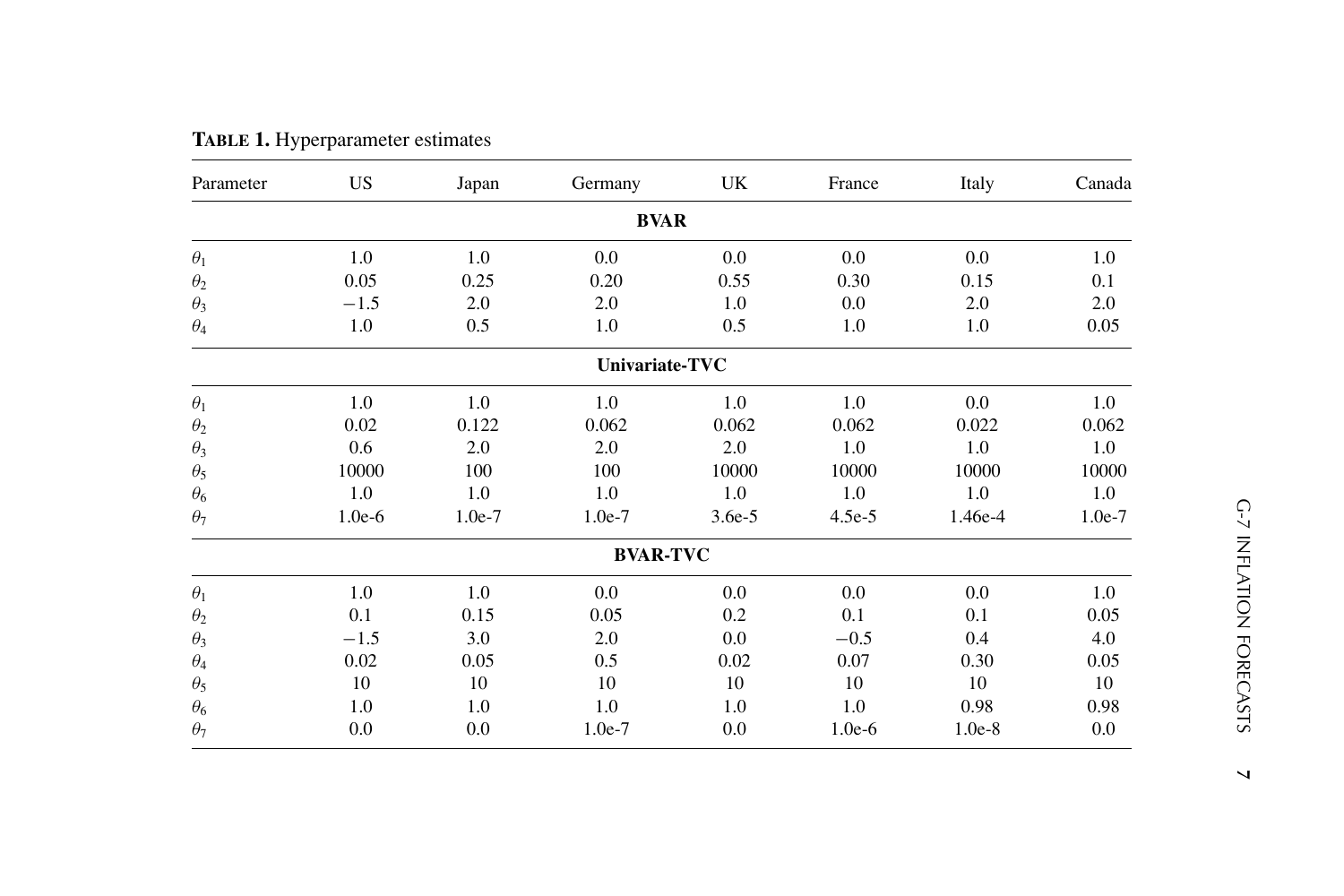**TABLE 1.** Hyperparameter estimates

| Parameter | US | Japan | Germany | UK | France | Italy | Canada |
|---|---|---|---|---|---|---|---|
| **BVAR** | | | | | | | |
| $\theta_1$ | 1.0 | 1.0 | 0.0 | 0.0 | 0.0 | 0.0 | 1.0 |
| $\theta_2$ | 0.05 | 0.25 | 0.20 | 0.55 | 0.30 | 0.15 | 0.1 |
| $\theta_3$ | $-1.5$ | 2.0 | 2.0 | 1.0 | 0.0 | 2.0 | 2.0 |
| $\theta_4$ | 1.0 | 0.5 | 1.0 | 0.5 | 1.0 | 1.0 | 0.05 |
| **Univariate-TVC** | | | | | | | |
| $\theta_1$ | 1.0 | 1.0 | 1.0 | 1.0 | 1.0 | 0.0 | 1.0 |
| $\theta_2$ | 0.02 | 0.122 | 0.062 | 0.062 | 0.062 | 0.022 | 0.062 |
| $\theta_3$ | 0.6 | 2.0 | 2.0 | 2.0 | 1.0 | 1.0 | 1.0 |
| $\theta_5$ | 10000 | 100 | 100 | 10000 | 10000 | 10000 | 10000 |
| $\theta_6$ | 1.0 | 1.0 | 1.0 | 1.0 | 1.0 | 1.0 | 1.0 |
| $\theta_7$ | 1.0e-6 | 1.0e-7 | 1.0e-7 | 3.6e-5 | 4.5e-5 | 1.46e-4 | 1.0e-7 |
| **BVAR-TVC** | | | | | | | |
| $\theta_1$ | 1.0 | 1.0 | 0.0 | 0.0 | 0.0 | 0.0 | 1.0 |
| $\theta_2$ | 0.1 | 0.15 | 0.05 | 0.2 | 0.1 | 0.1 | 0.05 |
| $\theta_3$ | $-1.5$ | 3.0 | 2.0 | 0.0 | $-0.5$ | 0.4 | 4.0 |
| $\theta_4$ | 0.02 | 0.05 | 0.5 | 0.02 | 0.07 | 0.30 | 0.05 |
| $\theta_5$ | 10 | 10 | 10 | 10 | 10 | 10 | 10 |
| $\theta_6$ | 1.0 | 1.0 | 1.0 | 1.0 | 1.0 | 0.98 | 0.98 |
| $\theta_7$ | 0.0 | 0.0 | 1.0e-7 | 0.0 | 1.0e-6 | 1.0e-8 | 0.0 |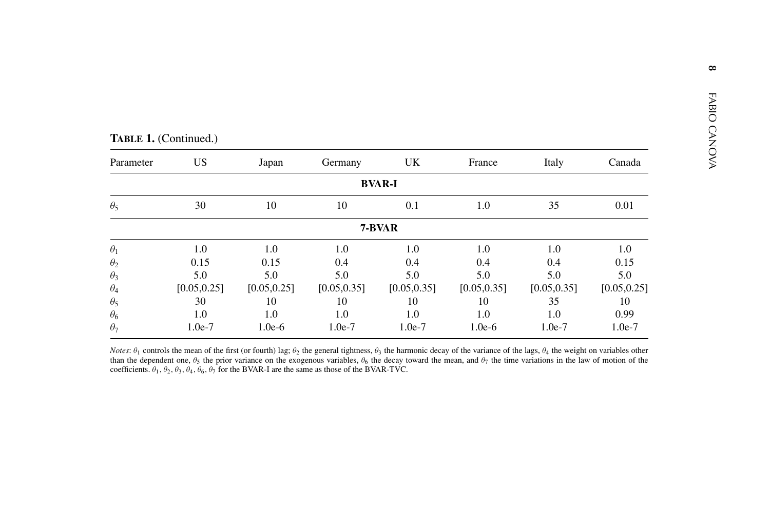**Table 1.** (Continued.)

| Parameter | US | Japan | Germany | UK | France | Italy | Canada |
|---|---|---|---|---|---|---|---|
| **BVAR-I** | | | | | | | |
| $\theta_5$ | 30 | 10 | 10 | 0.1 | 1.0 | 35 | 0.01 |
| **7-BVAR** | | | | | | | |
| $\theta_1$ | 1.0 | 1.0 | 1.0 | 1.0 | 1.0 | 1.0 | 1.0 |
| $\theta_2$ | 0.15 | 0.15 | 0.4 | 0.4 | 0.4 | 0.4 | 0.15 |
| $\theta_3$ | 5.0 | 5.0 | 5.0 | 5.0 | 5.0 | 5.0 | 5.0 |
| $\theta_4$ | [0.05,0.25] | [0.05,0.25] | [0.05,0.35] | [0.05,0.35] | [0.05,0.35] | [0.05,0.35] | [0.05,0.25] |
| $\theta_5$ | 30 | 10 | 10 | 10 | 10 | 35 | 10 |
| $\theta_6$ | 1.0 | 1.0 | 1.0 | 1.0 | 1.0 | 1.0 | 0.99 |
| $\theta_7$ | 1.0e-7 | 1.0e-6 | 1.0e-7 | 1.0e-7 | 1.0e-6 | 1.0e-7 | 1.0e-7 |

*Notes*: $\theta_1$ controls the mean of the first (or fourth) lag; $\theta_2$ the general tightness, $\theta_3$ the harmonic decay of the variance of the lags, $\theta_4$ the weight on variables other than the dependent one, $\theta_5$ the prior variance on the exogenous variables, $\theta_6$ the decay toward the mean, and $\theta_7$ the time variations in the law of motion of the coefficients. $\theta_1$, $\theta_2$, $\theta_3$, $\theta_4$, $\theta_6$, $\theta_7$ for the BVAR-I are the same as those of the BVAR-TVC.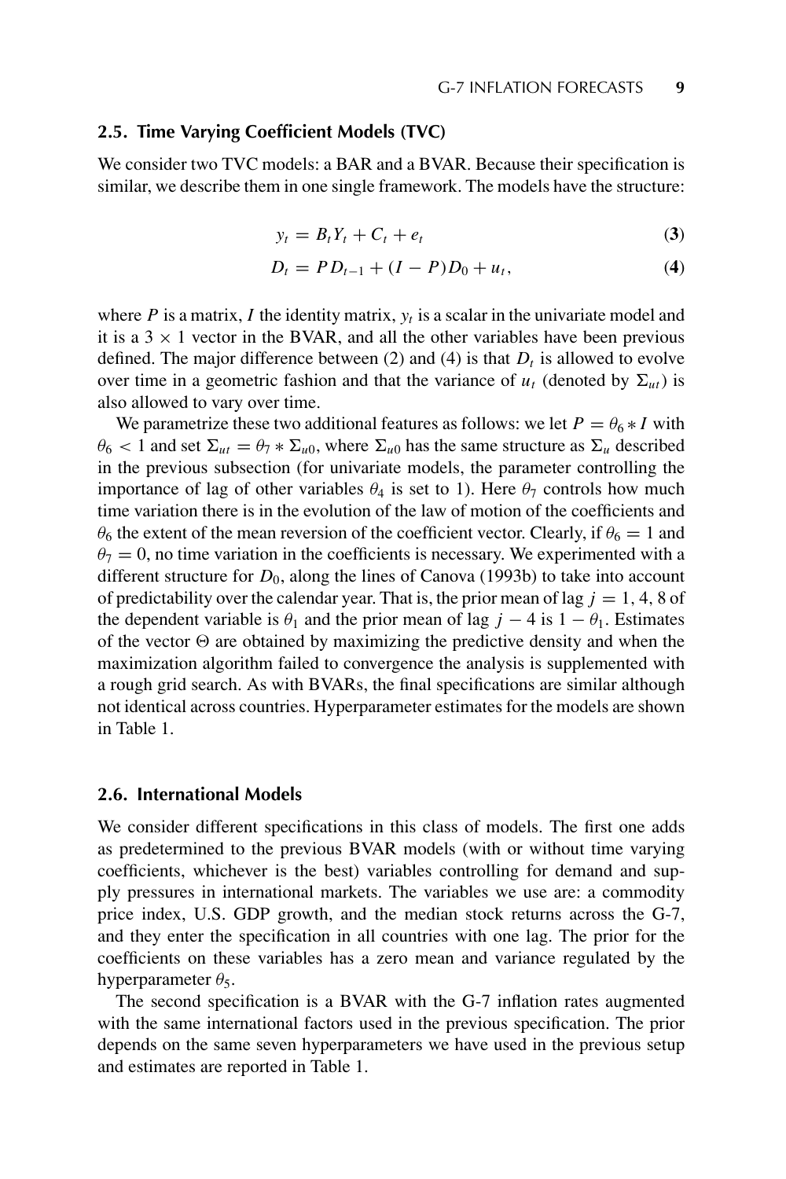### 2.5. Time Varying Coefficient Models (TVC)

We consider two TVC models: a BAR and a BVAR. Because their specification is similar, we describe them in one single framework. The models have the structure:

$$y_t = B_t Y_t + C_t + e_t \tag{3}$$

$$D_t = P D_{t-1} + (I - P) D_0 + u_t, \tag{4}$$

where $P$ is a matrix, $I$ the identity matrix, $y_t$ is a scalar in the univariate model and it is a $3 \times 1$ vector in the BVAR, and all the other variables have been previous defined. The major difference between (2) and (4) is that $D_t$ is allowed to evolve over time in a geometric fashion and that the variance of $u_t$ (denoted by $\Sigma_{ut}$) is also allowed to vary over time.

We parametrize these two additional features as follows: we let $P = \theta_6 * I$ with $\theta_6 < 1$ and set $\Sigma_{ut} = \theta_7 * \Sigma_{u0}$, where $\Sigma_{u0}$ has the same structure as $\Sigma_u$ described in the previous subsection (for univariate models, the parameter controlling the importance of lag of other variables $\theta_4$ is set to 1). Here $\theta_7$ controls how much time variation there is in the evolution of the law of motion of the coefficients and $\theta_6$ the extent of the mean reversion of the coefficient vector. Clearly, if $\theta_6 = 1$ and $\theta_7 = 0$, no time variation in the coefficients is necessary. We experimented with a different structure for $D_0$, along the lines of Canova (1993b) to take into account of predictability over the calendar year. That is, the prior mean of lag $j = 1, 4, 8$ of the dependent variable is $\theta_1$ and the prior mean of lag $j - 4$ is $1 - \theta_1$. Estimates of the vector $\Theta$ are obtained by maximizing the predictive density and when the maximization algorithm failed to convergence the analysis is supplemented with a rough grid search. As with BVARs, the final specifications are similar although not identical across countries. Hyperparameter estimates for the models are shown in Table 1.

### 2.6. International Models

We consider different specifications in this class of models. The first one adds as predetermined to the previous BVAR models (with or without time varying coefficients, whichever is the best) variables controlling for demand and supply pressures in international markets. The variables we use are: a commodity price index, U.S. GDP growth, and the median stock returns across the G-7, and they enter the specification in all countries with one lag. The prior for the coefficients on these variables has a zero mean and variance regulated by the hyperparameter $\theta_5$.

The second specification is a BVAR with the G-7 inflation rates augmented with the same international factors used in the previous specification. The prior depends on the same seven hyperparameters we have used in the previous setup and estimates are reported in Table 1.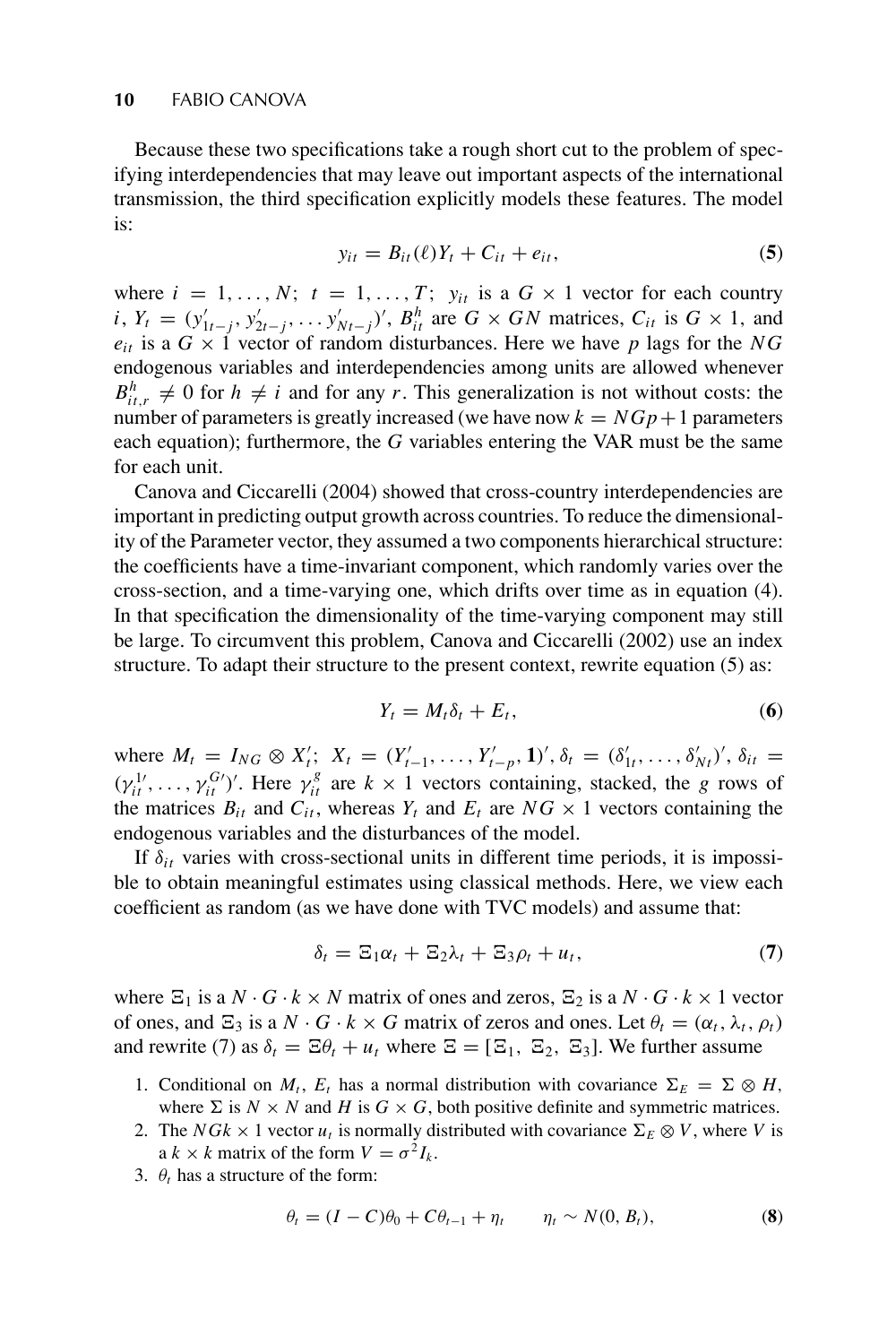Because these two specifications take a rough short cut to the problem of specifying interdependencies that may leave out important aspects of the international transmission, the third specification explicitly models these features. The model is:

$$y_{it} = B_{it}(\ell)Y_t + C_{it} + e_{it}, \tag{5}$$

where $i = 1, \ldots, N$; $t = 1, \ldots, T$; $y_{it}$ is a $G \times 1$ vector for each country $i$, $Y_t = (y'_{1t-j}, y'_{2t-j}, \ldots y'_{Nt-j})'$, $B^h_{it}$ are $G \times GN$ matrices, $C_{it}$ is $G \times 1$, and $e_{it}$ is a $G \times 1$ vector of random disturbances. Here we have $p$ lags for the $NG$ endogenous variables and interdependencies among units are allowed whenever $B^h_{it,r} \neq 0$ for $h \neq i$ and for any $r$. This generalization is not without costs: the number of parameters is greatly increased (we have now $k = NGp + 1$ parameters each equation); furthermore, the $G$ variables entering the VAR must be the same for each unit.

Canova and Ciccarelli (2004) showed that cross-country interdependencies are important in predicting output growth across countries. To reduce the dimensionality of the Parameter vector, they assumed a two components hierarchical structure: the coefficients have a time-invariant component, which randomly varies over the cross-section, and a time-varying one, which drifts over time as in equation (4). In that specification the dimensionality of the time-varying component may still be large. To circumvent this problem, Canova and Ciccarelli (2002) use an index structure. To adapt their structure to the present context, rewrite equation (5) as:

$$Y_t = M_t \delta_t + E_t, \tag{6}$$

where $M_t = I_{NG} \otimes X'_t$; $X_t = (Y'_{t-1}, \ldots, Y'_{t-p}, \mathbf{1})'$, $\delta_t = (\delta'_{1t}, \ldots, \delta'_{Nt})'$, $\delta_{it} = (\gamma^{1\prime}_{it}, \ldots, \gamma^{G\prime}_{it})'$. Here $\gamma^g_{it}$ are $k \times 1$ vectors containing, stacked, the $g$ rows of the matrices $B_{it}$ and $C_{it}$, whereas $Y_t$ and $E_t$ are $NG \times 1$ vectors containing the endogenous variables and the disturbances of the model.

If $\delta_{it}$ varies with cross-sectional units in different time periods, it is impossible to obtain meaningful estimates using classical methods. Here, we view each coefficient as random (as we have done with TVC models) and assume that:

$$\delta_t = \Xi_1 \alpha_t + \Xi_2 \lambda_t + \Xi_3 \rho_t + u_t, \tag{7}$$

where $\Xi_1$ is a $N \cdot G \cdot k \times N$ matrix of ones and zeros, $\Xi_2$ is a $N \cdot G \cdot k \times 1$ vector of ones, and $\Xi_3$ is a $N \cdot G \cdot k \times G$ matrix of zeros and ones. Let $\theta_t = (\alpha_t, \lambda_t, \rho_t)$ and rewrite (7) as $\delta_t = \Xi\theta_t + u_t$ where $\Xi = [\Xi_1, \Xi_2, \Xi_3]$. We further assume

1. Conditional on $M_t$, $E_t$ has a normal distribution with covariance $\Sigma_E = \Sigma \otimes H$, where $\Sigma$ is $N \times N$ and $H$ is $G \times G$, both positive definite and symmetric matrices.
2. The $NGk \times 1$ vector $u_t$ is normally distributed with covariance $\Sigma_E \otimes V$, where $V$ is a $k \times k$ matrix of the form $V = \sigma^2 I_k$.
3. $\theta_t$ has a structure of the form:

$$\theta_t = (I - C)\theta_0 + C\theta_{t-1} + \eta_t \qquad \eta_t \sim N(0, B_t), \tag{8}$$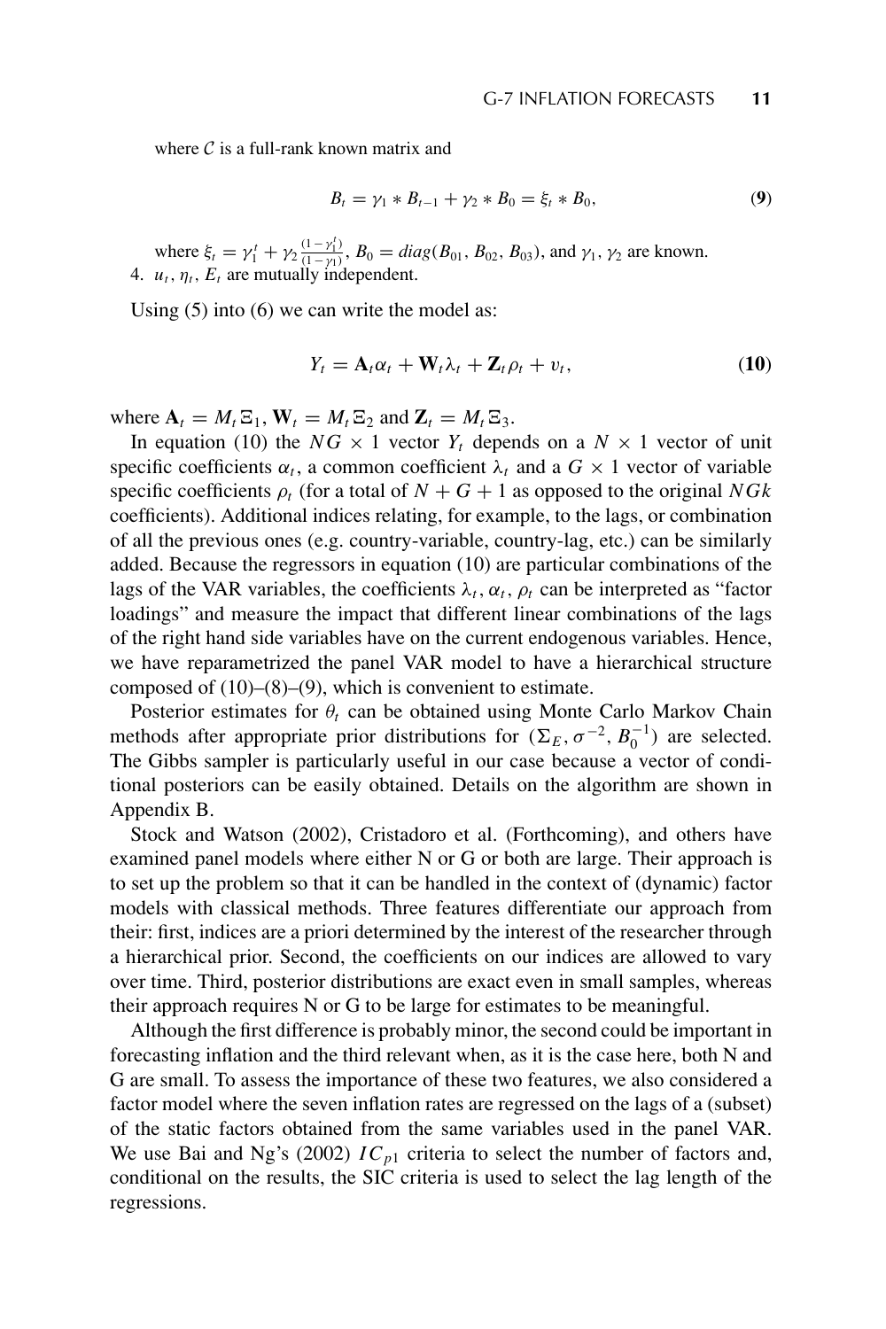where $\mathcal{C}$ is a full-rank known matrix and

$$B_t = \gamma_1 * B_{t-1} + \gamma_2 * B_0 = \xi_t * B_0, \tag{9}$$

where $\xi_t = \gamma_1^t + \gamma_2 \frac{(1-\gamma_1^t)}{(1-\gamma_1)}$, $B_0 = diag(B_{01}, B_{02}, B_{03})$, and $\gamma_1, \gamma_2$ are known.

4. $u_t, \eta_t, E_t$ are mutually independent.

Using (5) into (6) we can write the model as:

$$Y_t = \mathbf{A}_t \alpha_t + \mathbf{W}_t \lambda_t + \mathbf{Z}_t \rho_t + \upsilon_t, \tag{10}$$

where $\mathbf{A}_t = M_t \Xi_1$, $\mathbf{W}_t = M_t \Xi_2$ and $\mathbf{Z}_t = M_t \Xi_3$.

In equation (10) the $NG \times 1$ vector $Y_t$ depends on a $N \times 1$ vector of unit specific coefficients $\alpha_t$, a common coefficient $\lambda_t$ and a $G \times 1$ vector of variable specific coefficients $\rho_t$ (for a total of $N + G + 1$ as opposed to the original $NGk$ coefficients). Additional indices relating, for example, to the lags, or combination of all the previous ones (e.g. country-variable, country-lag, etc.) can be similarly added. Because the regressors in equation (10) are particular combinations of the lags of the VAR variables, the coefficients $\lambda_t, \alpha_t, \rho_t$ can be interpreted as "factor loadings" and measure the impact that different linear combinations of the lags of the right hand side variables have on the current endogenous variables. Hence, we have reparametrized the panel VAR model to have a hierarchical structure composed of (10)–(8)–(9), which is convenient to estimate.

Posterior estimates for $\theta_t$ can be obtained using Monte Carlo Markov Chain methods after appropriate prior distributions for $(\Sigma_E, \sigma^{-2}, B_0^{-1})$ are selected. The Gibbs sampler is particularly useful in our case because a vector of conditional posteriors can be easily obtained. Details on the algorithm are shown in Appendix B.

Stock and Watson (2002), Cristadoro et al. (Forthcoming), and others have examined panel models where either N or G or both are large. Their approach is to set up the problem so that it can be handled in the context of (dynamic) factor models with classical methods. Three features differentiate our approach from their: first, indices are a priori determined by the interest of the researcher through a hierarchical prior. Second, the coefficients on our indices are allowed to vary over time. Third, posterior distributions are exact even in small samples, whereas their approach requires N or G to be large for estimates to be meaningful.

Although the first difference is probably minor, the second could be important in forecasting inflation and the third relevant when, as it is the case here, both N and G are small. To assess the importance of these two features, we also considered a factor model where the seven inflation rates are regressed on the lags of a (subset) of the static factors obtained from the same variables used in the panel VAR. We use Bai and Ng's (2002) $IC_{p1}$ criteria to select the number of factors and, conditional on the results, the SIC criteria is used to select the lag length of the regressions.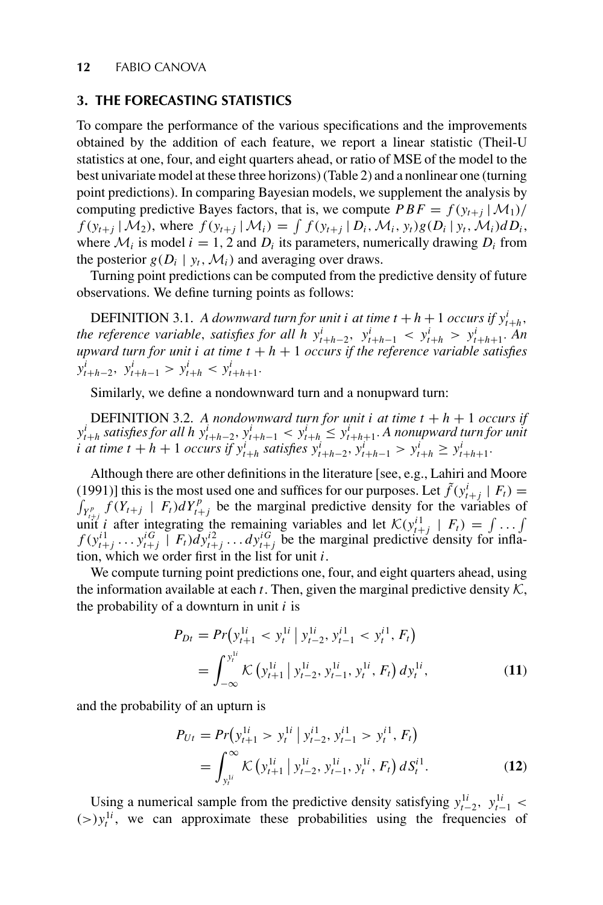## 3. THE FORECASTING STATISTICS

To compare the performance of the various specifications and the improvements obtained by the addition of each feature, we report a linear statistic (Theil-U statistics at one, four, and eight quarters ahead, or ratio of MSE of the model to the best univariate model at these three horizons) (Table 2) and a nonlinear one (turning point predictions). In comparing Bayesian models, we supplement the analysis by computing predictive Bayes factors, that is, we compute $PBF = f(y_{t+j} \mid \mathcal{M}_1)/f(y_{t+j} \mid \mathcal{M}_2)$, where $f(y_{t+j} \mid \mathcal{M}_i) = \int f(y_{t+j} \mid D_i, \mathcal{M}_i, y_t) g(D_i \mid y_t, \mathcal{M}_i) dD_i$, where $\mathcal{M}_i$ is model $i = 1, 2$ and $D_i$ its parameters, numerically drawing $D_i$ from the posterior $g(D_i \mid y_t, \mathcal{M}_i)$ and averaging over draws.

Turning point predictions can be computed from the predictive density of future observations. We define turning points as follows:

DEFINITION 3.1. *A downward turn for unit i at time $t + h + 1$ occurs if $y^i_{t+h}$, the reference variable, satisfies for all h $y^i_{t+h-2},\ y^i_{t+h-1} < y^i_{t+h} > y^i_{t+h+1}$. An upward turn for unit i at time $t + h + 1$ occurs if the reference variable satisfies $y^i_{t+h-2},\ y^i_{t+h-1} > y^i_{t+h} < y^i_{t+h+1}$.*

Similarly, we define a nondownward turn and a nonupward turn:

DEFINITION 3.2. *A nondownward turn for unit i at time $t + h + 1$ occurs if $y^i_{t+h}$ satisfies for all h $y^i_{t+h-2}, y^i_{t+h-1} < y^i_{t+h} \leq y^i_{t+h+1}$. A nonupward turn for unit i at time $t + h + 1$ occurs if $y^i_{t+h}$ satisfies $y^i_{t+h-2}, y^i_{t+h-1} > y^i_{t+h} \geq y^i_{t+h+1}$.*

Although there are other definitions in the literature [see, e.g., Lahiri and Moore (1991)] this is the most used one and suffices for our purposes. Let $\tilde{f}(y^i_{t+j} \mid F_t) = \int_{Y^p_{t+j}} f(Y_{t+j} \mid F_t) dY^p_{t+j}$ be the marginal predictive density for the variables of unit $i$ after integrating the remaining variables and let $\mathcal{K}(y^{i1}_{t+j} \mid F_t) = \int \ldots \int f(y^{i1}_{t+j} \ldots y^{iG}_{t+j} \mid F_t) dy^{i2}_{t+j} \ldots dy^{iG}_{t+j}$ be the marginal predictive density for inflation, which we order first in the list for unit $i$.

We compute turning point predictions one, four, and eight quarters ahead, using the information available at each $t$. Then, given the marginal predictive density $\mathcal{K}$, the probability of a downturn in unit $i$ is

$$P_{Dt} = Pr\left(y^{1i}_{t+1} < y^{1i}_t \mid y^{1i}_{t-2}, y^{i1}_{t-1} < y^{i1}_t, F_t\right)$$
$$= \int_{-\infty}^{y^{1i}_t} \mathcal{K}\left(y^{1i}_{t+1} \mid y^{1i}_{t-2}, y^{1i}_{t-1}, y^{1i}_t, F_t\right) dy^{1i}_t, \tag{11}$$

and the probability of an upturn is

$$P_{Ut} = Pr\left(y^{1i}_{t+1} > y^{1i}_t \mid y^{i1}_{t-2}, y^{i1}_{t-1} > y^{i1}_t, F_t\right)$$
$$= \int_{y^{1i}_t}^{\infty} \mathcal{K}\left(y^{1i}_{t+1} \mid y^{1i}_{t-2}, y^{1i}_{t-1}, y^{1i}_t, F_t\right) dS^{i1}_t. \tag{12}$$

Using a numerical sample from the predictive density satisfying $y^{1i}_{t-2},\ y^{1i}_{t-1} < (>) y^{1i}_t$, we can approximate these probabilities using the frequencies of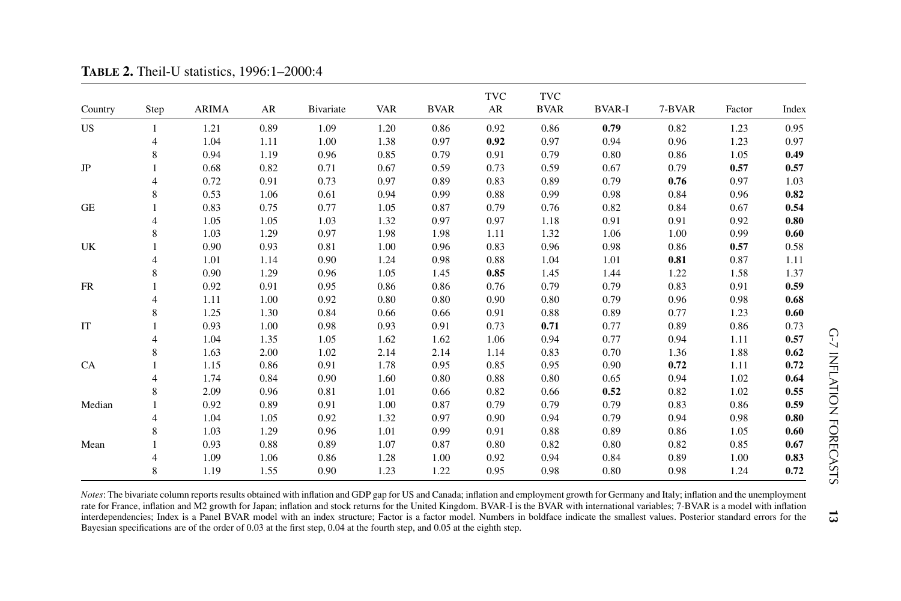**TABLE 2.** Theil-U statistics, 1996:1–2000:4

| Country | Step | ARIMA | AR | Bivariate | VAR | BVAR | TVC AR | TVC BVAR | BVAR-I | 7-BVAR | Factor | Index |
|---|---|---|---|---|---|---|---|---|---|---|---|---|
| US | 1 | 1.21 | 0.89 | 1.09 | 1.20 | 0.86 | 0.92 | 0.86 | **0.79** | 0.82 | 1.23 | 0.95 |
| | 4 | 1.04 | 1.11 | 1.00 | 1.38 | 0.97 | **0.92** | 0.97 | 0.94 | 0.96 | 1.23 | 0.97 |
| | 8 | 0.94 | 1.19 | 0.96 | 0.85 | 0.79 | 0.91 | 0.79 | 0.80 | 0.86 | 1.05 | **0.49** |
| JP | 1 | 0.68 | 0.82 | 0.71 | 0.67 | 0.59 | 0.73 | 0.59 | 0.67 | 0.79 | **0.57** | **0.57** |
| | 4 | 0.72 | 0.91 | 0.73 | 0.97 | 0.89 | 0.83 | 0.89 | 0.79 | **0.76** | 0.97 | 1.03 |
| | 8 | 0.53 | 1.06 | 0.61 | 0.94 | 0.99 | 0.88 | 0.99 | 0.98 | 0.84 | 0.96 | **0.82** |
| GE | 1 | 0.83 | 0.75 | 0.77 | 1.05 | 0.87 | 0.79 | 0.76 | 0.82 | 0.84 | 0.67 | **0.54** |
| | 4 | 1.05 | 1.05 | 1.03 | 1.32 | 0.97 | 0.97 | 1.18 | 0.91 | 0.91 | 0.92 | **0.80** |
| | 8 | 1.03 | 1.29 | 0.97 | 1.98 | 1.98 | 1.11 | 1.32 | 1.06 | 1.00 | 0.99 | **0.60** |
| UK | 1 | 0.90 | 0.93 | 0.81 | 1.00 | 0.96 | 0.83 | 0.96 | 0.98 | 0.86 | **0.57** | 0.58 |
| | 4 | 1.01 | 1.14 | 0.90 | 1.24 | 0.98 | 0.88 | 1.04 | 1.01 | **0.81** | 0.87 | 1.11 |
| | 8 | 0.90 | 1.29 | 0.96 | 1.05 | 1.45 | **0.85** | 1.45 | 1.44 | 1.22 | 1.58 | 1.37 |
| FR | 1 | 0.92 | 0.91 | 0.95 | 0.86 | 0.86 | 0.76 | 0.79 | 0.79 | 0.83 | 0.91 | **0.59** |
| | 4 | 1.11 | 1.00 | 0.92 | 0.80 | 0.80 | 0.90 | 0.80 | 0.79 | 0.96 | 0.98 | **0.68** |
| | 8 | 1.25 | 1.30 | 0.84 | 0.66 | 0.66 | 0.91 | 0.88 | 0.89 | 0.77 | 1.23 | **0.60** |
| IT | 1 | 0.93 | 1.00 | 0.98 | 0.93 | 0.91 | 0.73 | **0.71** | 0.77 | 0.89 | 0.86 | 0.73 |
| | 4 | 1.04 | 1.35 | 1.05 | 1.62 | 1.62 | 1.06 | 0.94 | 0.77 | 0.94 | 1.11 | **0.57** |
| | 8 | 1.63 | 2.00 | 1.02 | 2.14 | 2.14 | 1.14 | 0.83 | 0.70 | 1.36 | 1.88 | **0.62** |
| CA | 1 | 1.15 | 0.86 | 0.91 | 1.78 | 0.95 | 0.85 | 0.95 | 0.90 | **0.72** | 1.11 | **0.72** |
| | 4 | 1.74 | 0.84 | 0.90 | 1.60 | 0.80 | 0.88 | 0.80 | 0.65 | 0.94 | 1.02 | **0.64** |
| | 8 | 2.09 | 0.96 | 0.81 | 1.01 | 0.66 | 0.82 | 0.66 | **0.52** | 0.82 | 1.02 | 0.55 |
| Median | 1 | 0.92 | 0.89 | 0.91 | 1.00 | 0.87 | 0.79 | 0.79 | 0.79 | 0.83 | 0.86 | **0.59** |
| | 4 | 1.04 | 1.05 | 0.92 | 1.32 | 0.97 | 0.90 | 0.94 | 0.79 | 0.94 | 0.98 | **0.80** |
| | 8 | 1.03 | 1.29 | 0.96 | 1.01 | 0.99 | 0.91 | 0.88 | 0.89 | 0.86 | 1.05 | **0.60** |
| Mean | 1 | 0.93 | 0.88 | 0.89 | 1.07 | 0.87 | 0.80 | 0.82 | 0.80 | 0.82 | 0.85 | **0.67** |
| | 4 | 1.09 | 1.06 | 0.86 | 1.28 | 1.00 | 0.92 | 0.94 | 0.84 | 0.89 | 1.00 | **0.83** |
| | 8 | 1.19 | 1.55 | 0.90 | 1.23 | 1.22 | 0.95 | 0.98 | 0.80 | 0.98 | 1.24 | **0.72** |

*Notes*: The bivariate column reports results obtained with inflation and GDP gap for US and Canada; inflation and employment growth for Germany and Italy; inflation and the unemployment rate for France, inflation and M2 growth for Japan; inflation and stock returns for the United Kingdom. BVAR-I is the BVAR with international variables; 7-BVAR is a model with inflation interdependencies; Index is a Panel BVAR model with an index structure; Factor is a factor model. Numbers in boldface indicate the smallest values. Posterior standard errors for the Bayesian specifications are of the order of 0.03 at the first step, 0.04 at the fourth step, and 0.05 at the eighth step.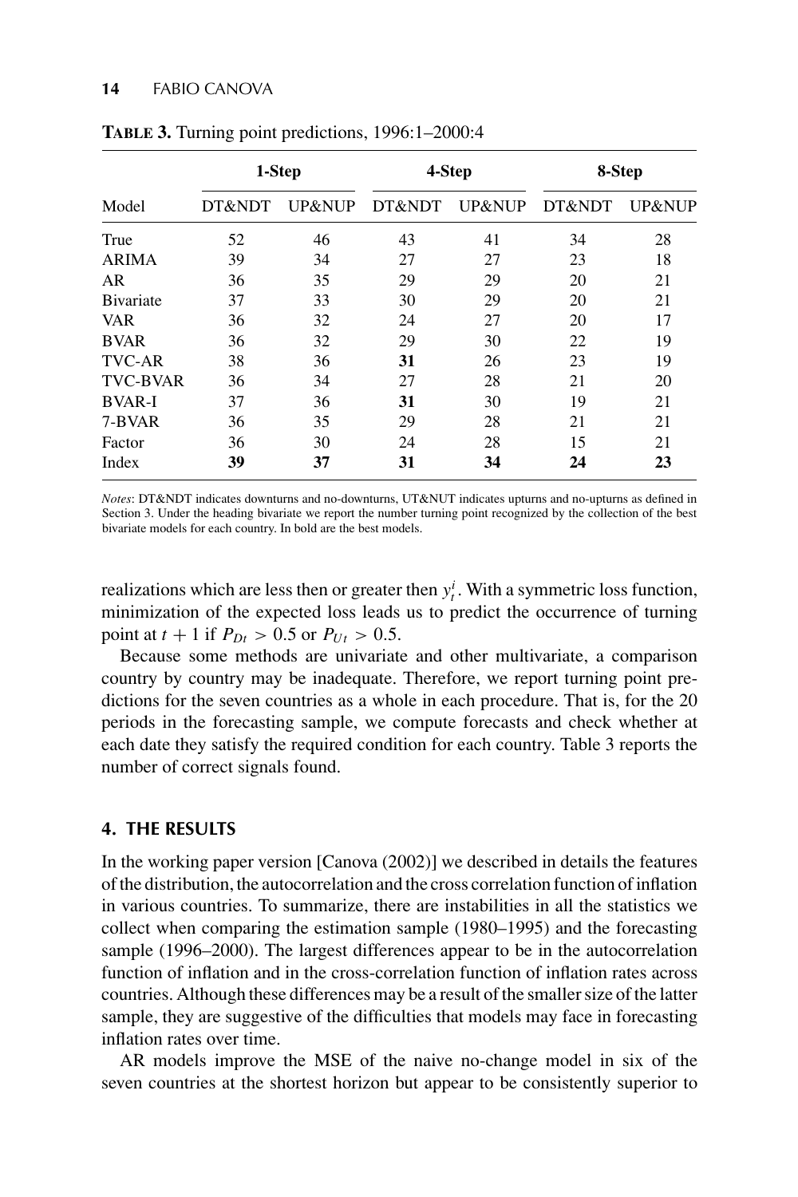**TABLE 3.** Turning point predictions, 1996:1–2000:4

| Model | 1-Step | | 4-Step | | 8-Step | |
|---|---|---|---|---|---|---|
| | DT&NDT | UP&NUP | DT&NDT | UP&NUP | DT&NDT | UP&NUP |
| True | 52 | 46 | 43 | 41 | 34 | 28 |
| ARIMA | 39 | 34 | 27 | 27 | 23 | 18 |
| AR | 36 | 35 | 29 | 29 | 20 | 21 |
| Bivariate | 37 | 33 | 30 | 29 | 20 | 21 |
| VAR | 36 | 32 | 24 | 27 | 20 | 17 |
| BVAR | 36 | 32 | 29 | 30 | 22 | 19 |
| TVC-AR | 38 | 36 | **31** | 26 | 23 | 19 |
| TVC-BVAR | 36 | 34 | 27 | 28 | 21 | 20 |
| BVAR-I | 37 | 36 | **31** | 30 | 19 | 21 |
| 7-BVAR | 36 | 35 | 29 | 28 | 21 | 21 |
| Factor | 36 | 30 | 24 | 28 | 15 | 21 |
| Index | **39** | **37** | **31** | **34** | **24** | **23** |

*Notes*: DT&NDT indicates downturns and no-downturns, UT&NUT indicates upturns and no-upturns as defined in Section 3. Under the heading bivariate we report the number turning point recognized by the collection of the best bivariate models for each country. In bold are the best models.

realizations which are less then or greater then $y_t^i$. With a symmetric loss function, minimization of the expected loss leads us to predict the occurrence of turning point at $t + 1$ if $P_{Dt} > 0.5$ or $P_{Ut} > 0.5$.

Because some methods are univariate and other multivariate, a comparison country by country may be inadequate. Therefore, we report turning point predictions for the seven countries as a whole in each procedure. That is, for the 20 periods in the forecasting sample, we compute forecasts and check whether at each date they satisfy the required condition for each country. Table 3 reports the number of correct signals found.

## 4. THE RESULTS

In the working paper version [Canova (2002)] we described in details the features of the distribution, the autocorrelation and the cross correlation function of inflation in various countries. To summarize, there are instabilities in all the statistics we collect when comparing the estimation sample (1980–1995) and the forecasting sample (1996–2000). The largest differences appear to be in the autocorrelation function of inflation and in the cross-correlation function of inflation rates across countries. Although these differences may be a result of the smaller size of the latter sample, they are suggestive of the difficulties that models may face in forecasting inflation rates over time.

AR models improve the MSE of the naive no-change model in six of the seven countries at the shortest horizon but appear to be consistently superior to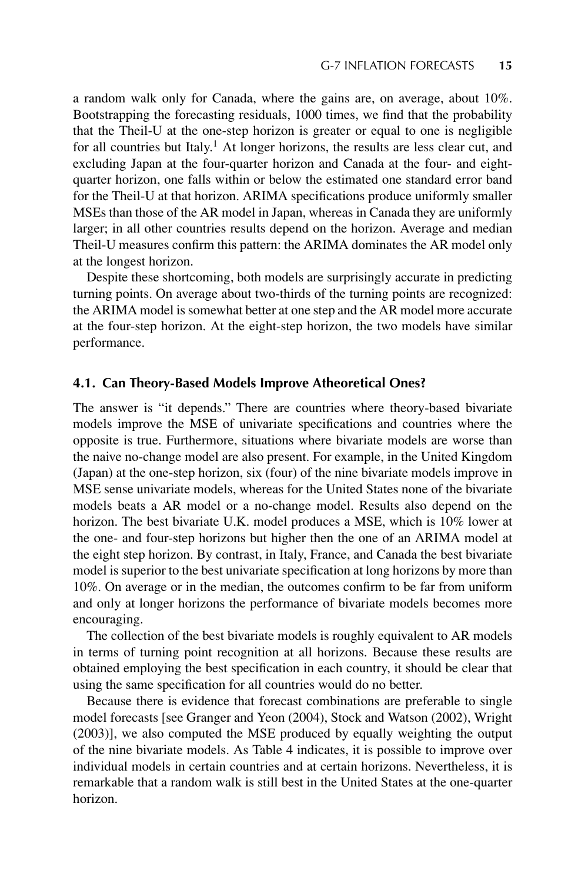a random walk only for Canada, where the gains are, on average, about 10%. Bootstrapping the forecasting residuals, 1000 times, we find that the probability that the Theil-U at the one-step horizon is greater or equal to one is negligible for all countries but Italy.[1] At longer horizons, the results are less clear cut, and excluding Japan at the four-quarter horizon and Canada at the four- and eight-quarter horizon, one falls within or below the estimated one standard error band for the Theil-U at that horizon. ARIMA specifications produce uniformly smaller MSEs than those of the AR model in Japan, whereas in Canada they are uniformly larger; in all other countries results depend on the horizon. Average and median Theil-U measures confirm this pattern: the ARIMA dominates the AR model only at the longest horizon.

Despite these shortcoming, both models are surprisingly accurate in predicting turning points. On average about two-thirds of the turning points are recognized: the ARIMA model is somewhat better at one step and the AR model more accurate at the four-step horizon. At the eight-step horizon, the two models have similar performance.

### 4.1. Can Theory-Based Models Improve Atheoretical Ones?

The answer is "it depends." There are countries where theory-based bivariate models improve the MSE of univariate specifications and countries where the opposite is true. Furthermore, situations where bivariate models are worse than the naive no-change model are also present. For example, in the United Kingdom (Japan) at the one-step horizon, six (four) of the nine bivariate models improve in MSE sense univariate models, whereas for the United States none of the bivariate models beats a AR model or a no-change model. Results also depend on the horizon. The best bivariate U.K. model produces a MSE, which is 10% lower at the one- and four-step horizons but higher then the one of an ARIMA model at the eight step horizon. By contrast, in Italy, France, and Canada the best bivariate model is superior to the best univariate specification at long horizons by more than 10%. On average or in the median, the outcomes confirm to be far from uniform and only at longer horizons the performance of bivariate models becomes more encouraging.

The collection of the best bivariate models is roughly equivalent to AR models in terms of turning point recognition at all horizons. Because these results are obtained employing the best specification in each country, it should be clear that using the same specification for all countries would do no better.

Because there is evidence that forecast combinations are preferable to single model forecasts [see Granger and Yeon (2004), Stock and Watson (2002), Wright (2003)], we also computed the MSE produced by equally weighting the output of the nine bivariate models. As Table 4 indicates, it is possible to improve over individual models in certain countries and at certain horizons. Nevertheless, it is remarkable that a random walk is still best in the United States at the one-quarter horizon.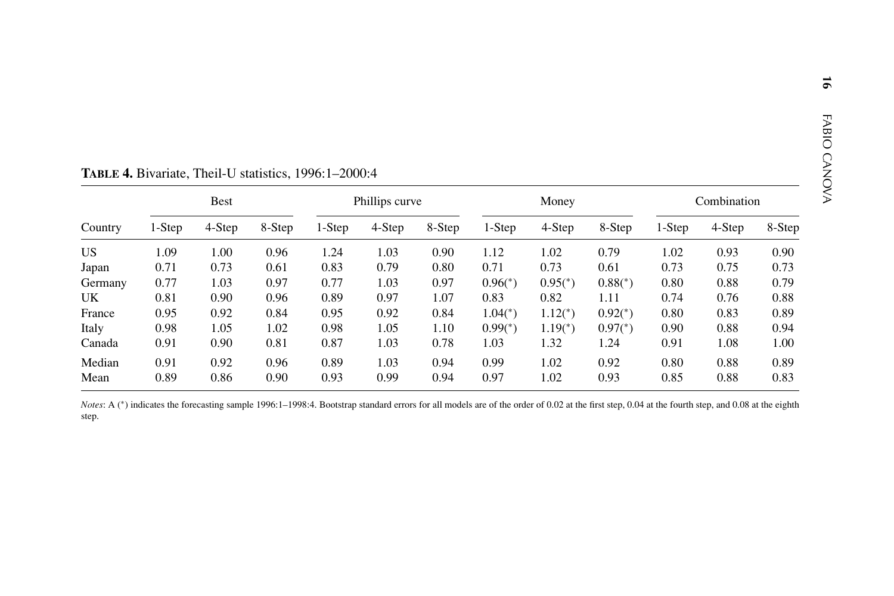**TABLE 4.** Bivariate, Theil-U statistics, 1996:1–2000:4

| Country | Best | | | Phillips curve | | | Money | | | Combination | | |
|---|---|---|---|---|---|---|---|---|---|---|---|---|
| | 1-Step | 4-Step | 8-Step | 1-Step | 4-Step | 8-Step | 1-Step | 4-Step | 8-Step | 1-Step | 4-Step | 8-Step |
| US | 1.09 | 1.00 | 0.96 | 1.24 | 1.03 | 0.90 | 1.12 | 1.02 | 0.79 | 1.02 | 0.93 | 0.90 |
| Japan | 0.71 | 0.73 | 0.61 | 0.83 | 0.79 | 0.80 | 0.71 | 0.73 | 0.61 | 0.73 | 0.75 | 0.73 |
| Germany | 0.77 | 1.03 | 0.97 | 0.77 | 1.03 | 0.97 | 0.96(*) | 0.95(*) | 0.88(*) | 0.80 | 0.88 | 0.79 |
| UK | 0.81 | 0.90 | 0.96 | 0.89 | 0.97 | 1.07 | 0.83 | 0.82 | 1.11 | 0.74 | 0.76 | 0.88 |
| France | 0.95 | 0.92 | 0.84 | 0.95 | 0.92 | 0.84 | 1.04(*) | 1.12(*) | 0.92(*) | 0.80 | 0.83 | 0.89 |
| Italy | 0.98 | 1.05 | 1.02 | 0.98 | 1.05 | 1.10 | 0.99(*) | 1.19(*) | 0.97(*) | 0.90 | 0.88 | 0.94 |
| Canada | 0.91 | 0.90 | 0.81 | 0.87 | 1.03 | 0.78 | 1.03 | 1.32 | 1.24 | 0.91 | 1.08 | 1.00 |
| Median | 0.91 | 0.92 | 0.96 | 0.89 | 1.03 | 0.94 | 0.99 | 1.02 | 0.92 | 0.80 | 0.88 | 0.89 |
| Mean | 0.89 | 0.86 | 0.90 | 0.93 | 0.99 | 0.94 | 0.97 | 1.02 | 0.93 | 0.85 | 0.88 | 0.83 |

*Notes*: A (*) indicates the forecasting sample 1996:1–1998:4. Bootstrap standard errors for all models are of the order of 0.02 at the first step, 0.04 at the fourth step, and 0.08 at the eighth step.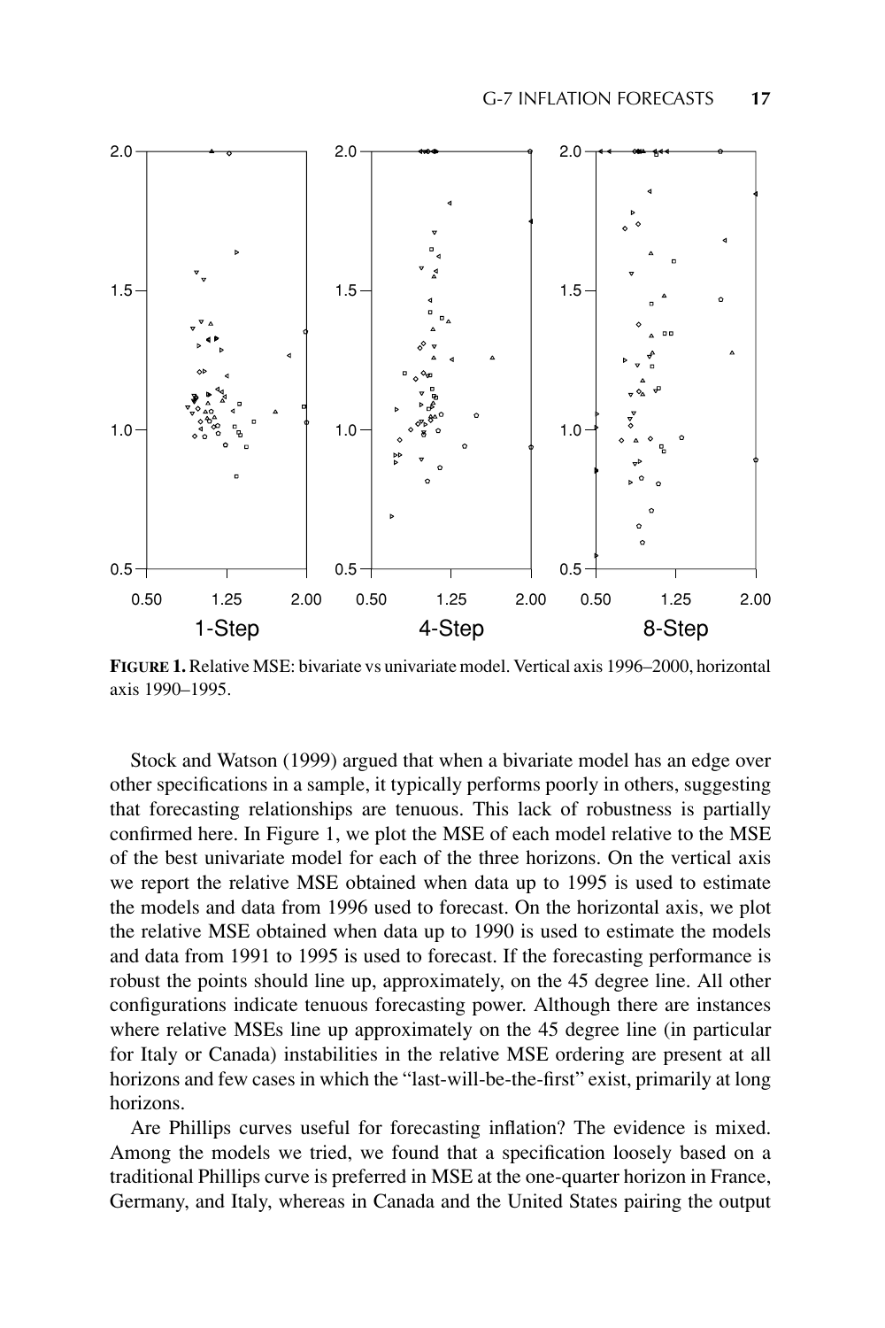**FIGURE 1.** Relative MSE: bivariate vs univariate model. Vertical axis 1996–2000, horizontal axis 1990–1995.

Stock and Watson (1999) argued that when a bivariate model has an edge over other specifications in a sample, it typically performs poorly in others, suggesting that forecasting relationships are tenuous. This lack of robustness is partially confirmed here. In Figure 1, we plot the MSE of each model relative to the MSE of the best univariate model for each of the three horizons. On the vertical axis we report the relative MSE obtained when data up to 1995 is used to estimate the models and data from 1996 used to forecast. On the horizontal axis, we plot the relative MSE obtained when data up to 1990 is used to estimate the models and data from 1991 to 1995 is used to forecast. If the forecasting performance is robust the points should line up, approximately, on the 45 degree line. All other configurations indicate tenuous forecasting power. Although there are instances where relative MSEs line up approximately on the 45 degree line (in particular for Italy or Canada) instabilities in the relative MSE ordering are present at all horizons and few cases in which the "last-will-be-the-first" exist, primarily at long horizons.

Are Phillips curves useful for forecasting inflation? The evidence is mixed. Among the models we tried, we found that a specification loosely based on a traditional Phillips curve is preferred in MSE at the one-quarter horizon in France, Germany, and Italy, whereas in Canada and the United States pairing the output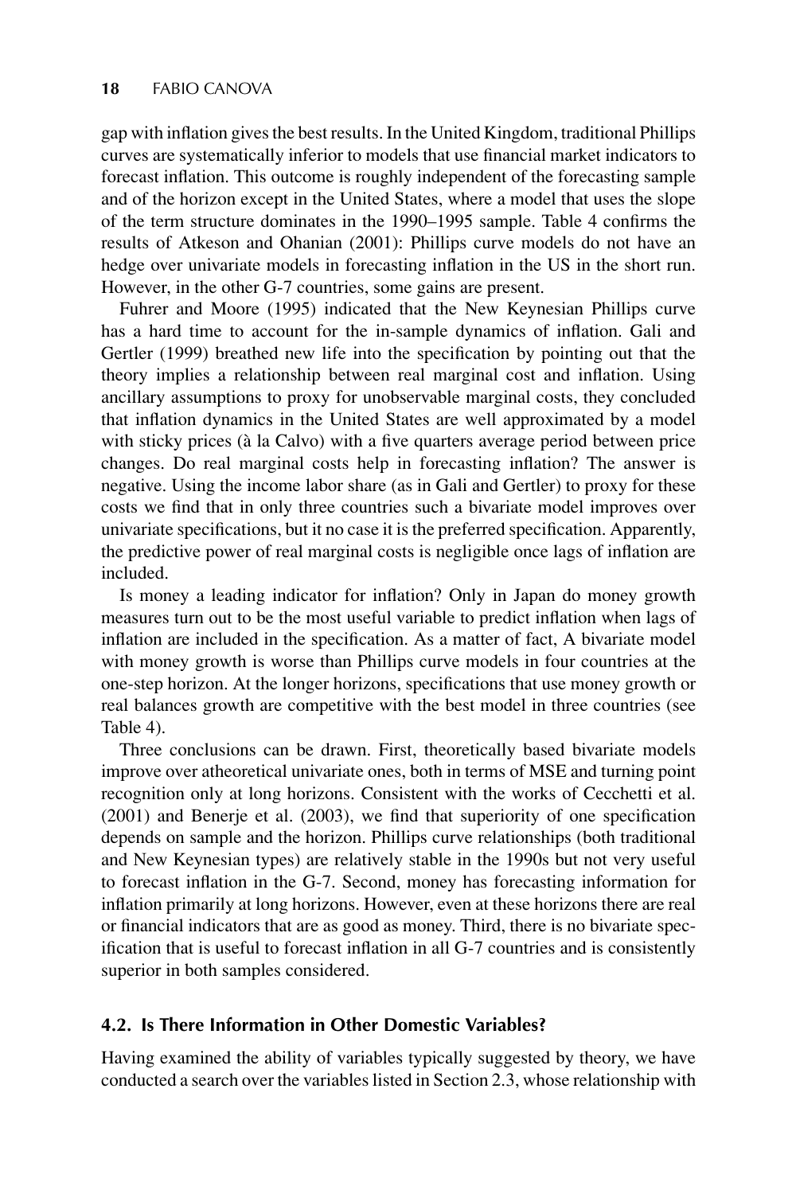gap with inflation gives the best results. In the United Kingdom, traditional Phillips curves are systematically inferior to models that use financial market indicators to forecast inflation. This outcome is roughly independent of the forecasting sample and of the horizon except in the United States, where a model that uses the slope of the term structure dominates in the 1990–1995 sample. Table 4 confirms the results of Atkeson and Ohanian (2001): Phillips curve models do not have an hedge over univariate models in forecasting inflation in the US in the short run. However, in the other G-7 countries, some gains are present.

Fuhrer and Moore (1995) indicated that the New Keynesian Phillips curve has a hard time to account for the in-sample dynamics of inflation. Gali and Gertler (1999) breathed new life into the specification by pointing out that the theory implies a relationship between real marginal cost and inflation. Using ancillary assumptions to proxy for unobservable marginal costs, they concluded that inflation dynamics in the United States are well approximated by a model with sticky prices (à la Calvo) with a five quarters average period between price changes. Do real marginal costs help in forecasting inflation? The answer is negative. Using the income labor share (as in Gali and Gertler) to proxy for these costs we find that in only three countries such a bivariate model improves over univariate specifications, but it no case it is the preferred specification. Apparently, the predictive power of real marginal costs is negligible once lags of inflation are included.

Is money a leading indicator for inflation? Only in Japan do money growth measures turn out to be the most useful variable to predict inflation when lags of inflation are included in the specification. As a matter of fact, A bivariate model with money growth is worse than Phillips curve models in four countries at the one-step horizon. At the longer horizons, specifications that use money growth or real balances growth are competitive with the best model in three countries (see Table 4).

Three conclusions can be drawn. First, theoretically based bivariate models improve over atheoretical univariate ones, both in terms of MSE and turning point recognition only at long horizons. Consistent with the works of Cecchetti et al. (2001) and Benerje et al. (2003), we find that superiority of one specification depends on sample and the horizon. Phillips curve relationships (both traditional and New Keynesian types) are relatively stable in the 1990s but not very useful to forecast inflation in the G-7. Second, money has forecasting information for inflation primarily at long horizons. However, even at these horizons there are real or financial indicators that are as good as money. Third, there is no bivariate specification that is useful to forecast inflation in all G-7 countries and is consistently superior in both samples considered.

### 4.2. Is There Information in Other Domestic Variables?

Having examined the ability of variables typically suggested by theory, we have conducted a search over the variables listed in Section 2.3, whose relationship with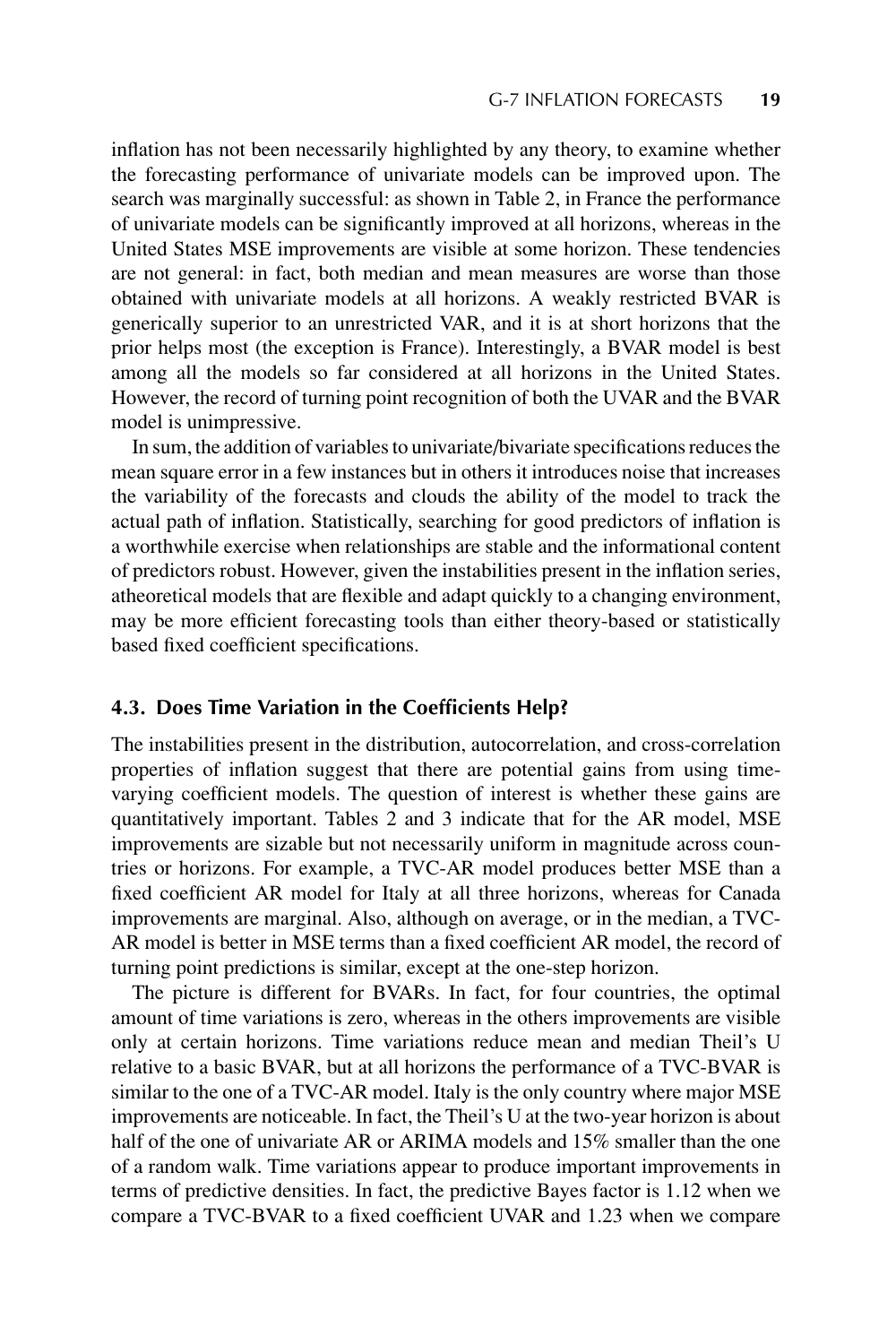inflation has not been necessarily highlighted by any theory, to examine whether the forecasting performance of univariate models can be improved upon. The search was marginally successful: as shown in Table 2, in France the performance of univariate models can be significantly improved at all horizons, whereas in the United States MSE improvements are visible at some horizon. These tendencies are not general: in fact, both median and mean measures are worse than those obtained with univariate models at all horizons. A weakly restricted BVAR is generically superior to an unrestricted VAR, and it is at short horizons that the prior helps most (the exception is France). Interestingly, a BVAR model is best among all the models so far considered at all horizons in the United States. However, the record of turning point recognition of both the UVAR and the BVAR model is unimpressive.

In sum, the addition of variables to univariate/bivariate specifications reduces the mean square error in a few instances but in others it introduces noise that increases the variability of the forecasts and clouds the ability of the model to track the actual path of inflation. Statistically, searching for good predictors of inflation is a worthwhile exercise when relationships are stable and the informational content of predictors robust. However, given the instabilities present in the inflation series, atheoretical models that are flexible and adapt quickly to a changing environment, may be more efficient forecasting tools than either theory-based or statistically based fixed coefficient specifications.

### 4.3. Does Time Variation in the Coefficients Help?

The instabilities present in the distribution, autocorrelation, and cross-correlation properties of inflation suggest that there are potential gains from using time-varying coefficient models. The question of interest is whether these gains are quantitatively important. Tables 2 and 3 indicate that for the AR model, MSE improvements are sizable but not necessarily uniform in magnitude across countries or horizons. For example, a TVC-AR model produces better MSE than a fixed coefficient AR model for Italy at all three horizons, whereas for Canada improvements are marginal. Also, although on average, or in the median, a TVC-AR model is better in MSE terms than a fixed coefficient AR model, the record of turning point predictions is similar, except at the one-step horizon.

The picture is different for BVARs. In fact, for four countries, the optimal amount of time variations is zero, whereas in the others improvements are visible only at certain horizons. Time variations reduce mean and median Theil's U relative to a basic BVAR, but at all horizons the performance of a TVC-BVAR is similar to the one of a TVC-AR model. Italy is the only country where major MSE improvements are noticeable. In fact, the Theil's U at the two-year horizon is about half of the one of univariate AR or ARIMA models and 15% smaller than the one of a random walk. Time variations appear to produce important improvements in terms of predictive densities. In fact, the predictive Bayes factor is 1.12 when we compare a TVC-BVAR to a fixed coefficient UVAR and 1.23 when we compare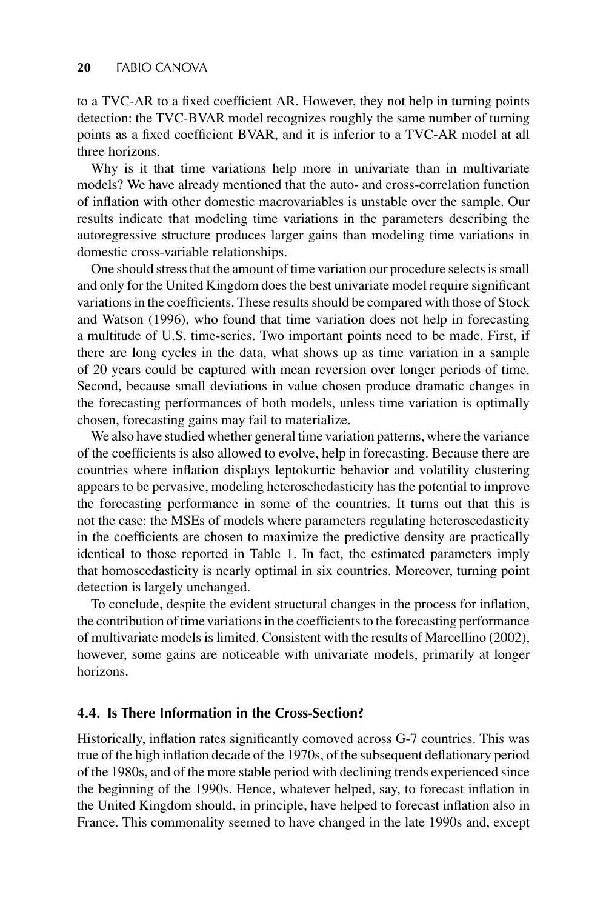to a TVC-AR to a fixed coefficient AR. However, they not help in turning points detection: the TVC-BVAR model recognizes roughly the same number of turning points as a fixed coefficient BVAR, and it is inferior to a TVC-AR model at all three horizons.

Why is it that time variations help more in univariate than in multivariate models? We have already mentioned that the auto- and cross-correlation function of inflation with other domestic macrovariables is unstable over the sample. Our results indicate that modeling time variations in the parameters describing the autoregressive structure produces larger gains than modeling time variations in domestic cross-variable relationships.

One should stress that the amount of time variation our procedure selects is small and only for the United Kingdom does the best univariate model require significant variations in the coefficients. These results should be compared with those of Stock and Watson (1996), who found that time variation does not help in forecasting a multitude of U.S. time-series. Two important points need to be made. First, if there are long cycles in the data, what shows up as time variation in a sample of 20 years could be captured with mean reversion over longer periods of time. Second, because small deviations in value chosen produce dramatic changes in the forecasting performances of both models, unless time variation is optimally chosen, forecasting gains may fail to materialize.

We also have studied whether general time variation patterns, where the variance of the coefficients is also allowed to evolve, help in forecasting. Because there are countries where inflation displays leptokurtic behavior and volatility clustering appears to be pervasive, modeling heteroschedasticity has the potential to improve the forecasting performance in some of the countries. It turns out that this is not the case: the MSEs of models where parameters regulating heteroscedasticity in the coefficients are chosen to maximize the predictive density are practically identical to those reported in Table 1. In fact, the estimated parameters imply that homoscedasticity is nearly optimal in six countries. Moreover, turning point detection is largely unchanged.

To conclude, despite the evident structural changes in the process for inflation, the contribution of time variations in the coefficients to the forecasting performance of multivariate models is limited. Consistent with the results of Marcellino (2002), however, some gains are noticeable with univariate models, primarily at longer horizons.

### 4.4. Is There Information in the Cross-Section?

Historically, inflation rates significantly comoved across G-7 countries. This was true of the high inflation decade of the 1970s, of the subsequent deflationary period of the 1980s, and of the more stable period with declining trends experienced since the beginning of the 1990s. Hence, whatever helped, say, to forecast inflation in the United Kingdom should, in principle, have helped to forecast inflation also in France. This commonality seemed to have changed in the late 1990s and, except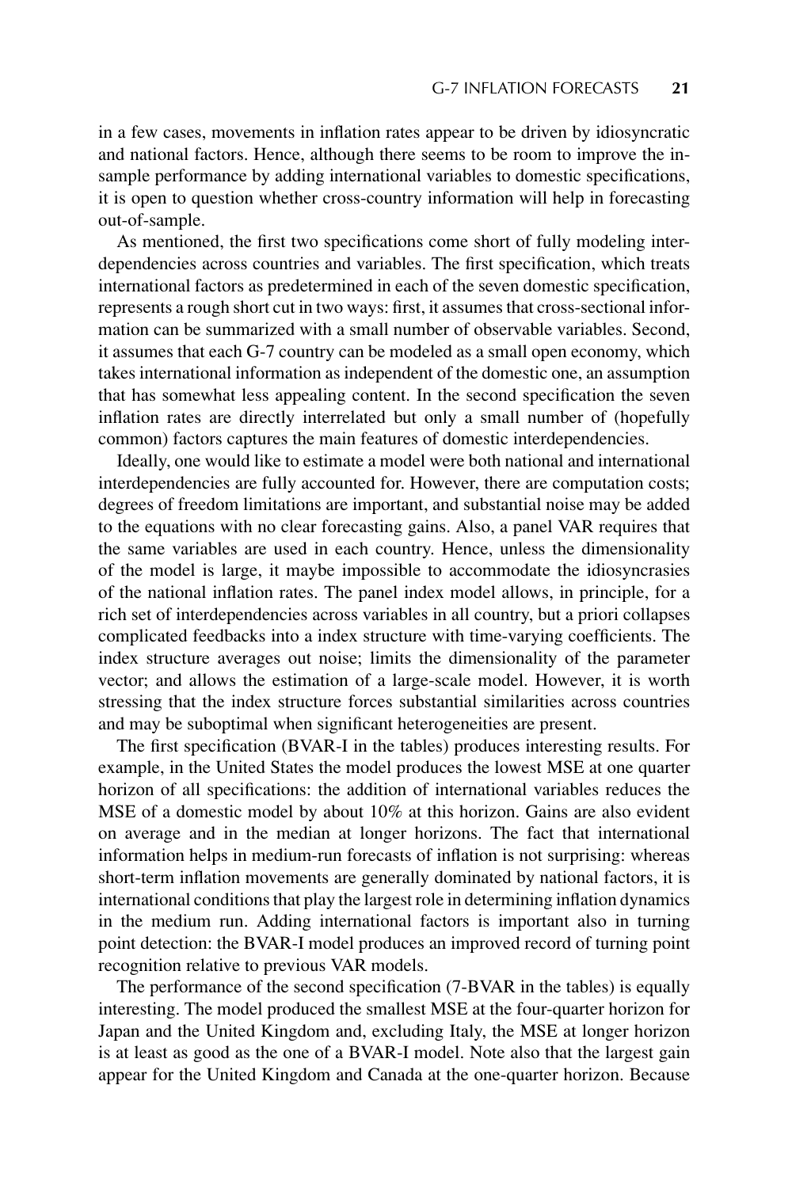in a few cases, movements in inflation rates appear to be driven by idiosyncratic and national factors. Hence, although there seems to be room to improve the in-sample performance by adding international variables to domestic specifications, it is open to question whether cross-country information will help in forecasting out-of-sample.

As mentioned, the first two specifications come short of fully modeling interdependencies across countries and variables. The first specification, which treats international factors as predetermined in each of the seven domestic specification, represents a rough short cut in two ways: first, it assumes that cross-sectional information can be summarized with a small number of observable variables. Second, it assumes that each G-7 country can be modeled as a small open economy, which takes international information as independent of the domestic one, an assumption that has somewhat less appealing content. In the second specification the seven inflation rates are directly interrelated but only a small number of (hopefully common) factors captures the main features of domestic interdependencies.

Ideally, one would like to estimate a model were both national and international interdependencies are fully accounted for. However, there are computation costs; degrees of freedom limitations are important, and substantial noise may be added to the equations with no clear forecasting gains. Also, a panel VAR requires that the same variables are used in each country. Hence, unless the dimensionality of the model is large, it maybe impossible to accommodate the idiosyncrasies of the national inflation rates. The panel index model allows, in principle, for a rich set of interdependencies across variables in all country, but a priori collapses complicated feedbacks into a index structure with time-varying coefficients. The index structure averages out noise; limits the dimensionality of the parameter vector; and allows the estimation of a large-scale model. However, it is worth stressing that the index structure forces substantial similarities across countries and may be suboptimal when significant heterogeneities are present.

The first specification (BVAR-I in the tables) produces interesting results. For example, in the United States the model produces the lowest MSE at one quarter horizon of all specifications: the addition of international variables reduces the MSE of a domestic model by about 10% at this horizon. Gains are also evident on average and in the median at longer horizons. The fact that international information helps in medium-run forecasts of inflation is not surprising: whereas short-term inflation movements are generally dominated by national factors, it is international conditions that play the largest role in determining inflation dynamics in the medium run. Adding international factors is important also in turning point detection: the BVAR-I model produces an improved record of turning point recognition relative to previous VAR models.

The performance of the second specification (7-BVAR in the tables) is equally interesting. The model produced the smallest MSE at the four-quarter horizon for Japan and the United Kingdom and, excluding Italy, the MSE at longer horizon is at least as good as the one of a BVAR-I model. Note also that the largest gain appear for the United Kingdom and Canada at the one-quarter horizon. Because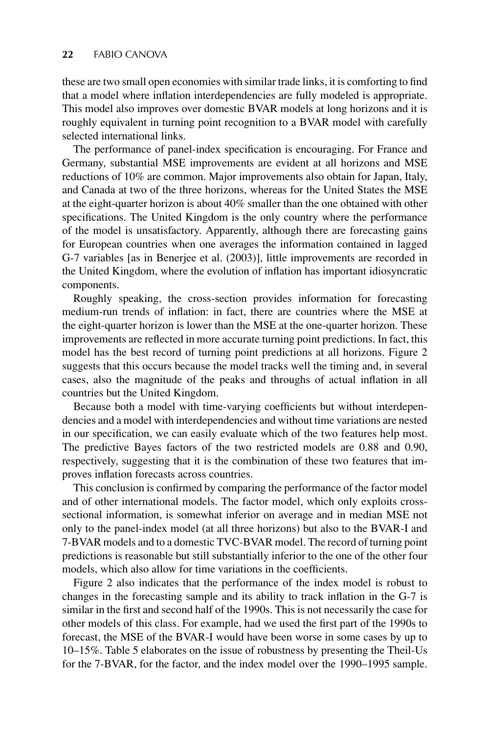these are two small open economies with similar trade links, it is comforting to find that a model where inflation interdependencies are fully modeled is appropriate. This model also improves over domestic BVAR models at long horizons and it is roughly equivalent in turning point recognition to a BVAR model with carefully selected international links.

The performance of panel-index specification is encouraging. For France and Germany, substantial MSE improvements are evident at all horizons and MSE reductions of 10% are common. Major improvements also obtain for Japan, Italy, and Canada at two of the three horizons, whereas for the United States the MSE at the eight-quarter horizon is about 40% smaller than the one obtained with other specifications. The United Kingdom is the only country where the performance of the model is unsatisfactory. Apparently, although there are forecasting gains for European countries when one averages the information contained in lagged G-7 variables [as in Benerjee et al. (2003)], little improvements are recorded in the United Kingdom, where the evolution of inflation has important idiosyncratic components.

Roughly speaking, the cross-section provides information for forecasting medium-run trends of inflation: in fact, there are countries where the MSE at the eight-quarter horizon is lower than the MSE at the one-quarter horizon. These improvements are reflected in more accurate turning point predictions. In fact, this model has the best record of turning point predictions at all horizons. Figure 2 suggests that this occurs because the model tracks well the timing and, in several cases, also the magnitude of the peaks and throughs of actual inflation in all countries but the United Kingdom.

Because both a model with time-varying coefficients but without interdependencies and a model with interdependencies and without time variations are nested in our specification, we can easily evaluate which of the two features help most. The predictive Bayes factors of the two restricted models are 0.88 and 0.90, respectively, suggesting that it is the combination of these two features that improves inflation forecasts across countries.

This conclusion is confirmed by comparing the performance of the factor model and of other international models. The factor model, which only exploits cross-sectional information, is somewhat inferior on average and in median MSE not only to the panel-index model (at all three horizons) but also to the BVAR-I and 7-BVAR models and to a domestic TVC-BVAR model. The record of turning point predictions is reasonable but still substantially inferior to the one of the other four models, which also allow for time variations in the coefficients.

Figure 2 also indicates that the performance of the index model is robust to changes in the forecasting sample and its ability to track inflation in the G-7 is similar in the first and second half of the 1990s. This is not necessarily the case for other models of this class. For example, had we used the first part of the 1990s to forecast, the MSE of the BVAR-I would have been worse in some cases by up to 10–15%. Table 5 elaborates on the issue of robustness by presenting the Theil-Us for the 7-BVAR, for the factor, and the index model over the 1990–1995 sample.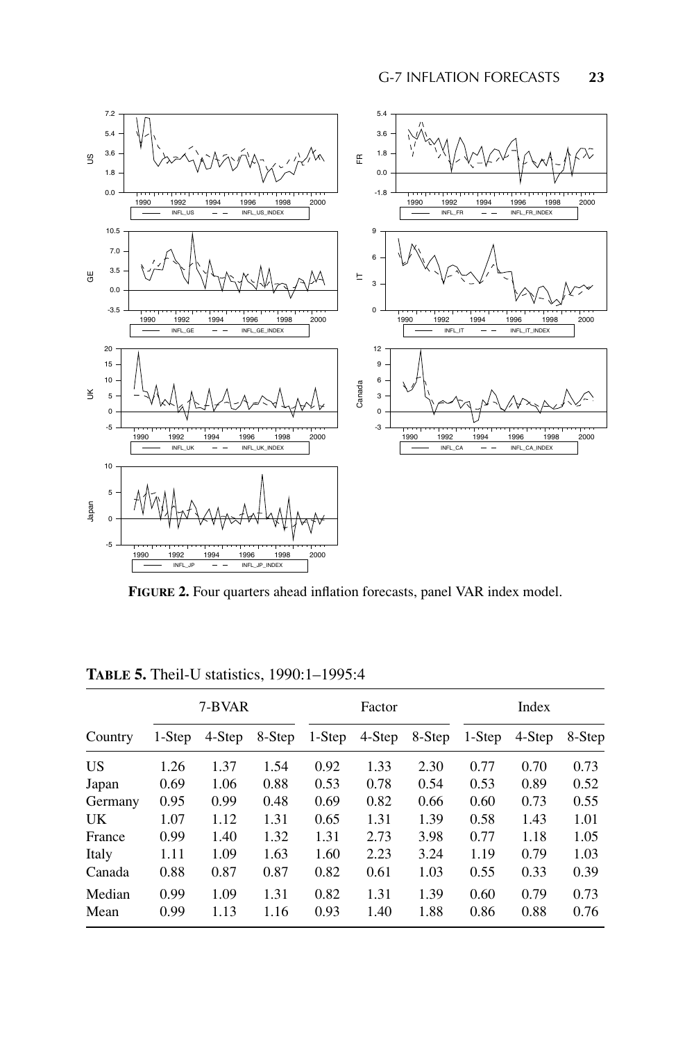**FIGURE 2.** Four quarters ahead inflation forecasts, panel VAR index model.

**TABLE 5.** Theil-U statistics, 1990:1–1995:4

| Country | 7-BVAR | | | Factor | | | Index | | |
|---|---|---|---|---|---|---|---|---|---|
| | 1-Step | 4-Step | 8-Step | 1-Step | 4-Step | 8-Step | 1-Step | 4-Step | 8-Step |
| US | 1.26 | 1.37 | 1.54 | 0.92 | 1.33 | 2.30 | 0.77 | 0.70 | 0.73 |
| Japan | 0.69 | 1.06 | 0.88 | 0.53 | 0.78 | 0.54 | 0.53 | 0.89 | 0.52 |
| Germany | 0.95 | 0.99 | 0.48 | 0.69 | 0.82 | 0.66 | 0.60 | 0.73 | 0.55 |
| UK | 1.07 | 1.12 | 1.31 | 0.65 | 1.31 | 1.39 | 0.58 | 1.43 | 1.01 |
| France | 0.99 | 1.40 | 1.32 | 1.31 | 2.73 | 3.98 | 0.77 | 1.18 | 1.05 |
| Italy | 1.11 | 1.09 | 1.63 | 1.60 | 2.23 | 3.24 | 1.19 | 0.79 | 1.03 |
| Canada | 0.88 | 0.87 | 0.87 | 0.82 | 0.61 | 1.03 | 0.55 | 0.33 | 0.39 |
| Median | 0.99 | 1.09 | 1.31 | 0.82 | 1.31 | 1.39 | 0.60 | 0.79 | 0.73 |
| Mean | 0.99 | 1.13 | 1.16 | 0.93 | 1.40 | 1.88 | 0.86 | 0.88 | 0.76 |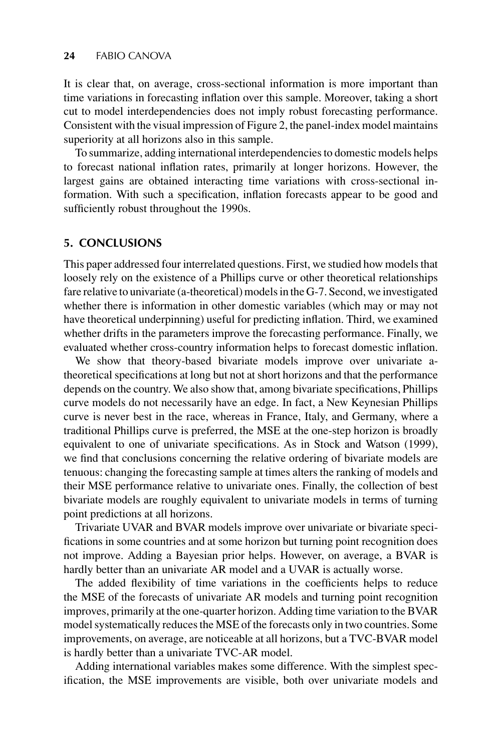It is clear that, on average, cross-sectional information is more important than time variations in forecasting inflation over this sample. Moreover, taking a short cut to model interdependencies does not imply robust forecasting performance. Consistent with the visual impression of Figure 2, the panel-index model maintains superiority at all horizons also in this sample.

To summarize, adding international interdependencies to domestic models helps to forecast national inflation rates, primarily at longer horizons. However, the largest gains are obtained interacting time variations with cross-sectional information. With such a specification, inflation forecasts appear to be good and sufficiently robust throughout the 1990s.

## 5. CONCLUSIONS

This paper addressed four interrelated questions. First, we studied how models that loosely rely on the existence of a Phillips curve or other theoretical relationships fare relative to univariate (a-theoretical) models in the G-7. Second, we investigated whether there is information in other domestic variables (which may or may not have theoretical underpinning) useful for predicting inflation. Third, we examined whether drifts in the parameters improve the forecasting performance. Finally, we evaluated whether cross-country information helps to forecast domestic inflation.

We show that theory-based bivariate models improve over univariate a-theoretical specifications at long but not at short horizons and that the performance depends on the country. We also show that, among bivariate specifications, Phillips curve models do not necessarily have an edge. In fact, a New Keynesian Phillips curve is never best in the race, whereas in France, Italy, and Germany, where a traditional Phillips curve is preferred, the MSE at the one-step horizon is broadly equivalent to one of univariate specifications. As in Stock and Watson (1999), we find that conclusions concerning the relative ordering of bivariate models are tenuous: changing the forecasting sample at times alters the ranking of models and their MSE performance relative to univariate ones. Finally, the collection of best bivariate models are roughly equivalent to univariate models in terms of turning point predictions at all horizons.

Trivariate UVAR and BVAR models improve over univariate or bivariate specifications in some countries and at some horizon but turning point recognition does not improve. Adding a Bayesian prior helps. However, on average, a BVAR is hardly better than an univariate AR model and a UVAR is actually worse.

The added flexibility of time variations in the coefficients helps to reduce the MSE of the forecasts of univariate AR models and turning point recognition improves, primarily at the one-quarter horizon. Adding time variation to the BVAR model systematically reduces the MSE of the forecasts only in two countries. Some improvements, on average, are noticeable at all horizons, but a TVC-BVAR model is hardly better than a univariate TVC-AR model.

Adding international variables makes some difference. With the simplest specification, the MSE improvements are visible, both over univariate models and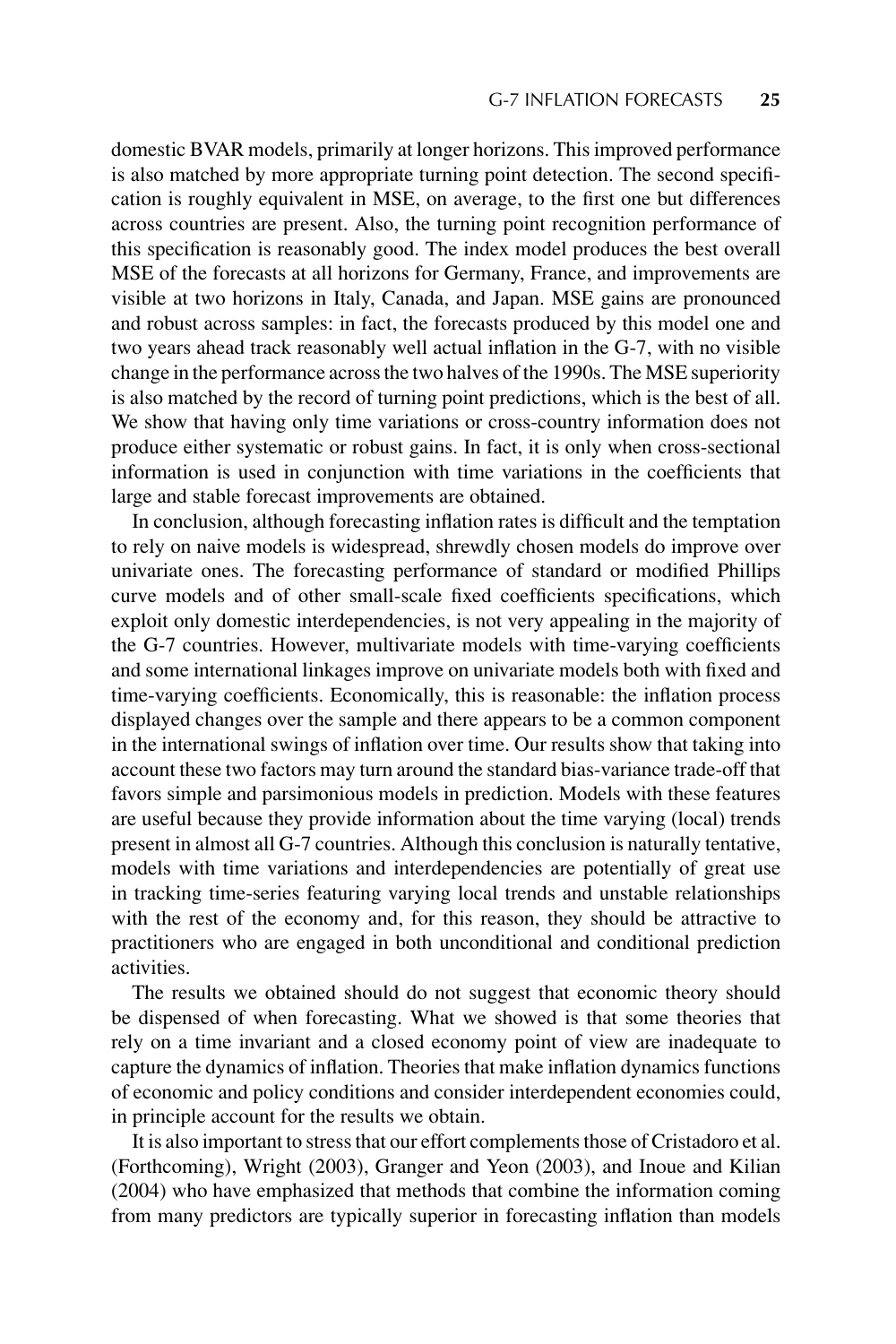domestic BVAR models, primarily at longer horizons. This improved performance is also matched by more appropriate turning point detection. The second specification is roughly equivalent in MSE, on average, to the first one but differences across countries are present. Also, the turning point recognition performance of this specification is reasonably good. The index model produces the best overall MSE of the forecasts at all horizons for Germany, France, and improvements are visible at two horizons in Italy, Canada, and Japan. MSE gains are pronounced and robust across samples: in fact, the forecasts produced by this model one and two years ahead track reasonably well actual inflation in the G-7, with no visible change in the performance across the two halves of the 1990s. The MSE superiority is also matched by the record of turning point predictions, which is the best of all. We show that having only time variations or cross-country information does not produce either systematic or robust gains. In fact, it is only when cross-sectional information is used in conjunction with time variations in the coefficients that large and stable forecast improvements are obtained.

In conclusion, although forecasting inflation rates is difficult and the temptation to rely on naive models is widespread, shrewdly chosen models do improve over univariate ones. The forecasting performance of standard or modified Phillips curve models and of other small-scale fixed coefficients specifications, which exploit only domestic interdependencies, is not very appealing in the majority of the G-7 countries. However, multivariate models with time-varying coefficients and some international linkages improve on univariate models both with fixed and time-varying coefficients. Economically, this is reasonable: the inflation process displayed changes over the sample and there appears to be a common component in the international swings of inflation over time. Our results show that taking into account these two factors may turn around the standard bias-variance trade-off that favors simple and parsimonious models in prediction. Models with these features are useful because they provide information about the time varying (local) trends present in almost all G-7 countries. Although this conclusion is naturally tentative, models with time variations and interdependencies are potentially of great use in tracking time-series featuring varying local trends and unstable relationships with the rest of the economy and, for this reason, they should be attractive to practitioners who are engaged in both unconditional and conditional prediction activities.

The results we obtained should do not suggest that economic theory should be dispensed of when forecasting. What we showed is that some theories that rely on a time invariant and a closed economy point of view are inadequate to capture the dynamics of inflation. Theories that make inflation dynamics functions of economic and policy conditions and consider interdependent economies could, in principle account for the results we obtain.

It is also important to stress that our effort complements those of Cristadoro et al. (Forthcoming), Wright (2003), Granger and Yeon (2003), and Inoue and Kilian (2004) who have emphasized that methods that combine the information coming from many predictors are typically superior in forecasting inflation than models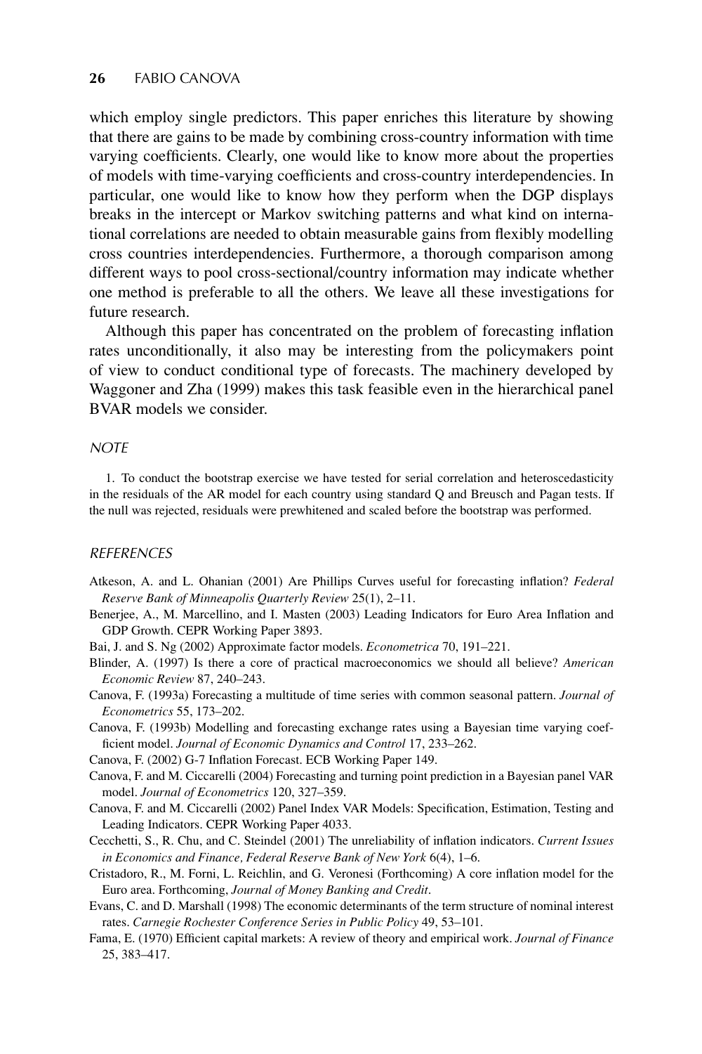which employ single predictors. This paper enriches this literature by showing that there are gains to be made by combining cross-country information with time varying coefficients. Clearly, one would like to know more about the properties of models with time-varying coefficients and cross-country interdependencies. In particular, one would like to know how they perform when the DGP displays breaks in the intercept or Markov switching patterns and what kind on international correlations are needed to obtain measurable gains from flexibly modelling cross countries interdependencies. Furthermore, a thorough comparison among different ways to pool cross-sectional/country information may indicate whether one method is preferable to all the others. We leave all these investigations for future research.

Although this paper has concentrated on the problem of forecasting inflation rates unconditionally, it also may be interesting from the policymakers point of view to conduct conditional type of forecasts. The machinery developed by Waggoner and Zha (1999) makes this task feasible even in the hierarchical panel BVAR models we consider.

## NOTE

1. To conduct the bootstrap exercise we have tested for serial correlation and heteroscedasticity in the residuals of the AR model for each country using standard Q and Breusch and Pagan tests. If the null was rejected, residuals were prewhitened and scaled before the bootstrap was performed.

## REFERENCES

Atkeson, A. and L. Ohanian (2001) Are Phillips Curves useful for forecasting inflation? *Federal Reserve Bank of Minneapolis Quarterly Review* 25(1), 2–11.

Benerjee, A., M. Marcellino, and I. Masten (2003) Leading Indicators for Euro Area Inflation and GDP Growth. CEPR Working Paper 3893.

Bai, J. and S. Ng (2002) Approximate factor models. *Econometrica* 70, 191–221.

Blinder, A. (1997) Is there a core of practical macroeconomics we should all believe? *American Economic Review* 87, 240–243.

Canova, F. (1993a) Forecasting a multitude of time series with common seasonal pattern. *Journal of Econometrics* 55, 173–202.

Canova, F. (1993b) Modelling and forecasting exchange rates using a Bayesian time varying coefficient model. *Journal of Economic Dynamics and Control* 17, 233–262.

Canova, F. (2002) G-7 Inflation Forecast. ECB Working Paper 149.

Canova, F. and M. Ciccarelli (2004) Forecasting and turning point prediction in a Bayesian panel VAR model. *Journal of Econometrics* 120, 327–359.

Canova, F. and M. Ciccarelli (2002) Panel Index VAR Models: Specification, Estimation, Testing and Leading Indicators. CEPR Working Paper 4033.

Cecchetti, S., R. Chu, and C. Steindel (2001) The unreliability of inflation indicators. *Current Issues in Economics and Finance, Federal Reserve Bank of New York* 6(4), 1–6.

Cristadoro, R., M. Forni, L. Reichlin, and G. Veronesi (Forthcoming) A core inflation model for the Euro area. Forthcoming, *Journal of Money Banking and Credit*.

Evans, C. and D. Marshall (1998) The economic determinants of the term structure of nominal interest rates. *Carnegie Rochester Conference Series in Public Policy* 49, 53–101.

Fama, E. (1970) Efficient capital markets: A review of theory and empirical work. *Journal of Finance* 25, 383–417.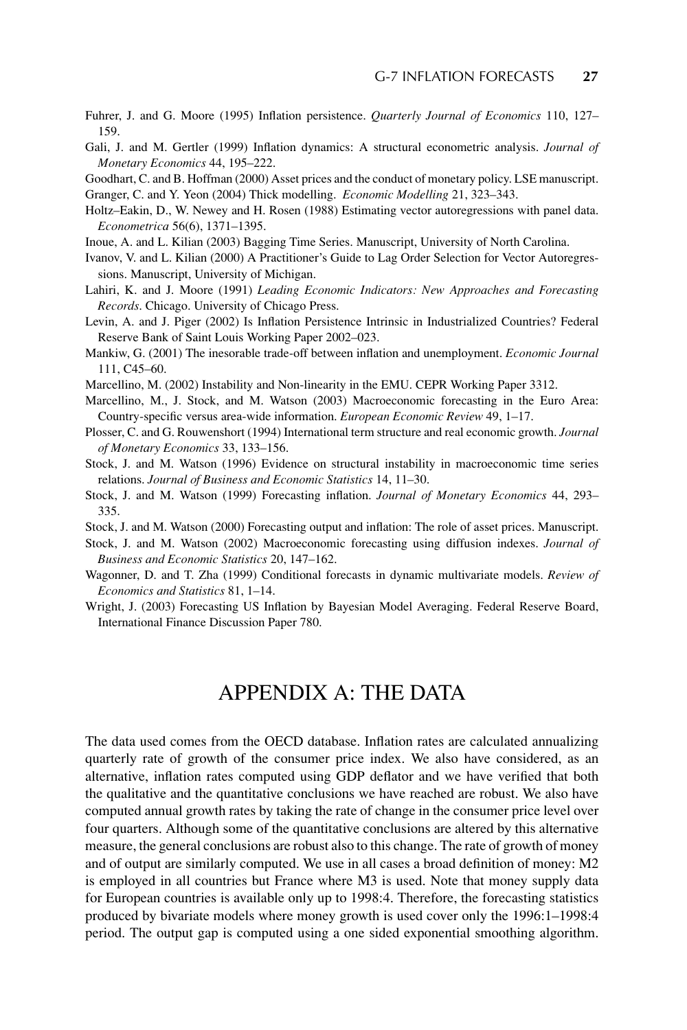Fuhrer, J. and G. Moore (1995) Inflation persistence. *Quarterly Journal of Economics* 110, 127–159.

Gali, J. and M. Gertler (1999) Inflation dynamics: A structural econometric analysis. *Journal of Monetary Economics* 44, 195–222.

Goodhart, C. and B. Hoffman (2000) Asset prices and the conduct of monetary policy. LSE manuscript.

Granger, C. and Y. Yeon (2004) Thick modelling. *Economic Modelling* 21, 323–343.

Holtz–Eakin, D., W. Newey and H. Rosen (1988) Estimating vector autoregressions with panel data. *Econometrica* 56(6), 1371–1395.

Inoue, A. and L. Kilian (2003) Bagging Time Series. Manuscript, University of North Carolina.

Ivanov, V. and L. Kilian (2000) A Practitioner's Guide to Lag Order Selection for Vector Autoregressions. Manuscript, University of Michigan.

Lahiri, K. and J. Moore (1991) *Leading Economic Indicators: New Approaches and Forecasting Records*. Chicago. University of Chicago Press.

Levin, A. and J. Piger (2002) Is Inflation Persistence Intrinsic in Industrialized Countries? Federal Reserve Bank of Saint Louis Working Paper 2002–023.

Mankiw, G. (2001) The inesorable trade-off between inflation and unemployment. *Economic Journal* 111, C45–60.

Marcellino, M. (2002) Instability and Non-linearity in the EMU. CEPR Working Paper 3312.

Marcellino, M., J. Stock, and M. Watson (2003) Macroeconomic forecasting in the Euro Area: Country-specific versus area-wide information. *European Economic Review* 49, 1–17.

Plosser, C. and G. Rouwenshort (1994) International term structure and real economic growth. *Journal of Monetary Economics* 33, 133–156.

Stock, J. and M. Watson (1996) Evidence on structural instability in macroeconomic time series relations. *Journal of Business and Economic Statistics* 14, 11–30.

Stock, J. and M. Watson (1999) Forecasting inflation. *Journal of Monetary Economics* 44, 293–335.

Stock, J. and M. Watson (2000) Forecasting output and inflation: The role of asset prices. Manuscript.

Stock, J. and M. Watson (2002) Macroeconomic forecasting using diffusion indexes. *Journal of Business and Economic Statistics* 20, 147–162.

Wagonner, D. and T. Zha (1999) Conditional forecasts in dynamic multivariate models. *Review of Economics and Statistics* 81, 1–14.

Wright, J. (2003) Forecasting US Inflation by Bayesian Model Averaging. Federal Reserve Board, International Finance Discussion Paper 780.

# APPENDIX A: THE DATA

The data used comes from the OECD database. Inflation rates are calculated annualizing quarterly rate of growth of the consumer price index. We also have considered, as an alternative, inflation rates computed using GDP deflator and we have verified that both the qualitative and the quantitative conclusions we have reached are robust. We also have computed annual growth rates by taking the rate of change in the consumer price level over four quarters. Although some of the quantitative conclusions are altered by this alternative measure, the general conclusions are robust also to this change. The rate of growth of money and of output are similarly computed. We use in all cases a broad definition of money: M2 is employed in all countries but France where M3 is used. Note that money supply data for European countries is available only up to 1998:4. Therefore, the forecasting statistics produced by bivariate models where money growth is used cover only the 1996:1–1998:4 period. The output gap is computed using a one sided exponential smoothing algorithm.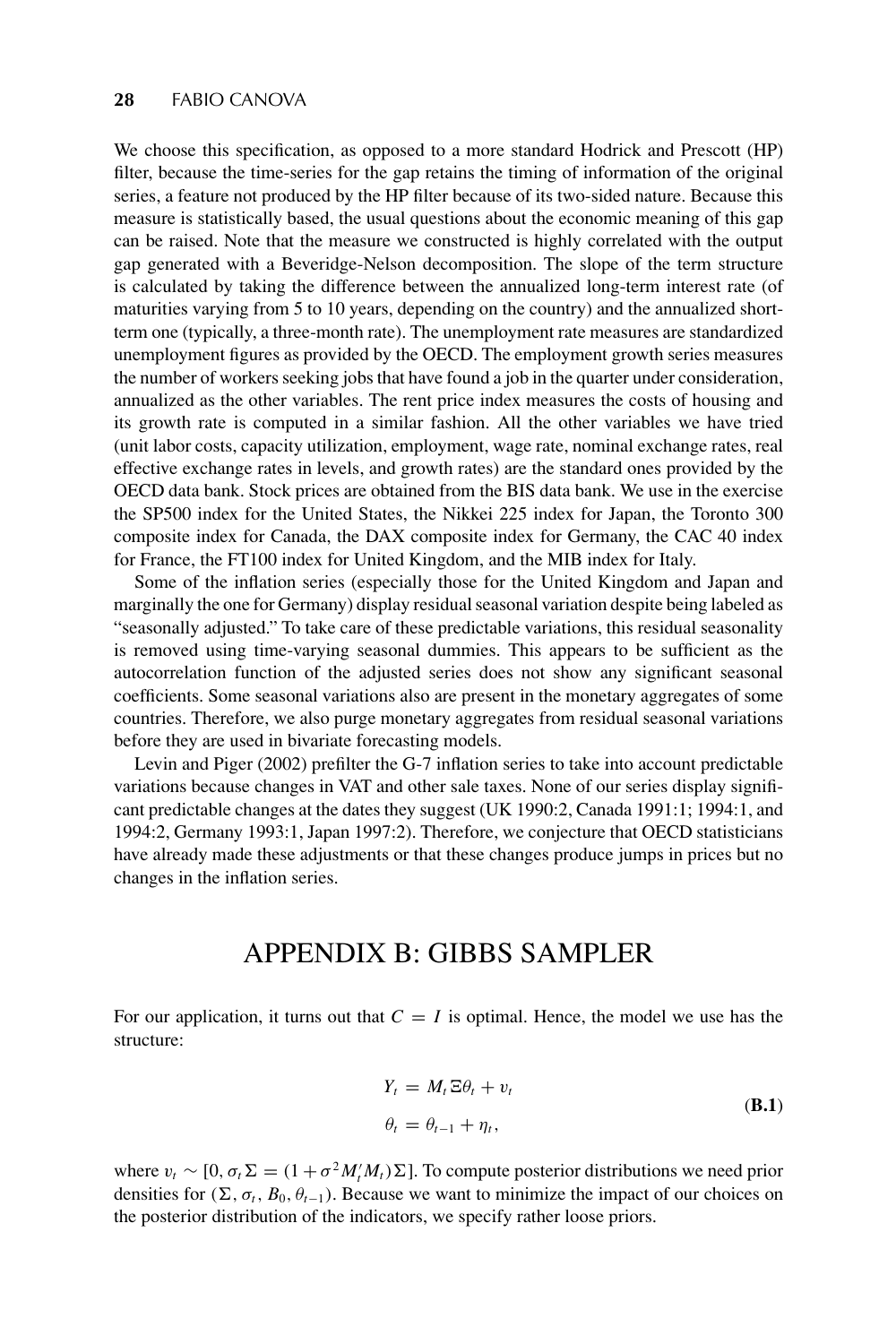We choose this specification, as opposed to a more standard Hodrick and Prescott (HP) filter, because the time-series for the gap retains the timing of information of the original series, a feature not produced by the HP filter because of its two-sided nature. Because this measure is statistically based, the usual questions about the economic meaning of this gap can be raised. Note that the measure we constructed is highly correlated with the output gap generated with a Beveridge-Nelson decomposition. The slope of the term structure is calculated by taking the difference between the annualized long-term interest rate (of maturities varying from 5 to 10 years, depending on the country) and the annualized short-term one (typically, a three-month rate). The unemployment rate measures are standardized unemployment figures as provided by the OECD. The employment growth series measures the number of workers seeking jobs that have found a job in the quarter under consideration, annualized as the other variables. The rent price index measures the costs of housing and its growth rate is computed in a similar fashion. All the other variables we have tried (unit labor costs, capacity utilization, employment, wage rate, nominal exchange rates, real effective exchange rates in levels, and growth rates) are the standard ones provided by the OECD data bank. Stock prices are obtained from the BIS data bank. We use in the exercise the SP500 index for the United States, the Nikkei 225 index for Japan, the Toronto 300 composite index for Canada, the DAX composite index for Germany, the CAC 40 index for France, the FT100 index for United Kingdom, and the MIB index for Italy.

Some of the inflation series (especially those for the United Kingdom and Japan and marginally the one for Germany) display residual seasonal variation despite being labeled as "seasonally adjusted." To take care of these predictable variations, this residual seasonality is removed using time-varying seasonal dummies. This appears to be sufficient as the autocorrelation function of the adjusted series does not show any significant seasonal coefficients. Some seasonal variations also are present in the monetary aggregates of some countries. Therefore, we also purge monetary aggregates from residual seasonal variations before they are used in bivariate forecasting models.

Levin and Piger (2002) prefilter the G-7 inflation series to take into account predictable variations because changes in VAT and other sale taxes. None of our series display significant predictable changes at the dates they suggest (UK 1990:2, Canada 1991:1; 1994:1, and 1994:2, Germany 1993:1, Japan 1997:2). Therefore, we conjecture that OECD statisticians have already made these adjustments or that these changes produce jumps in prices but no changes in the inflation series.

## APPENDIX B: GIBBS SAMPLER

For our application, it turns out that $C = I$ is optimal. Hence, the model we use has the structure:

$$
\begin{aligned}
Y_t &= M_t \Xi \theta_t + v_t \\
\theta_t &= \theta_{t-1} + \eta_t,
\end{aligned}
\tag{B.1}
$$

where $v_t \sim [0, \sigma_t \Sigma = (1 + \sigma^2 M_t' M_t)\Sigma]$. To compute posterior distributions we need prior densities for $(\Sigma, \sigma_t, B_0, \theta_{t-1})$. Because we want to minimize the impact of our choices on the posterior distribution of the indicators, we specify rather loose priors.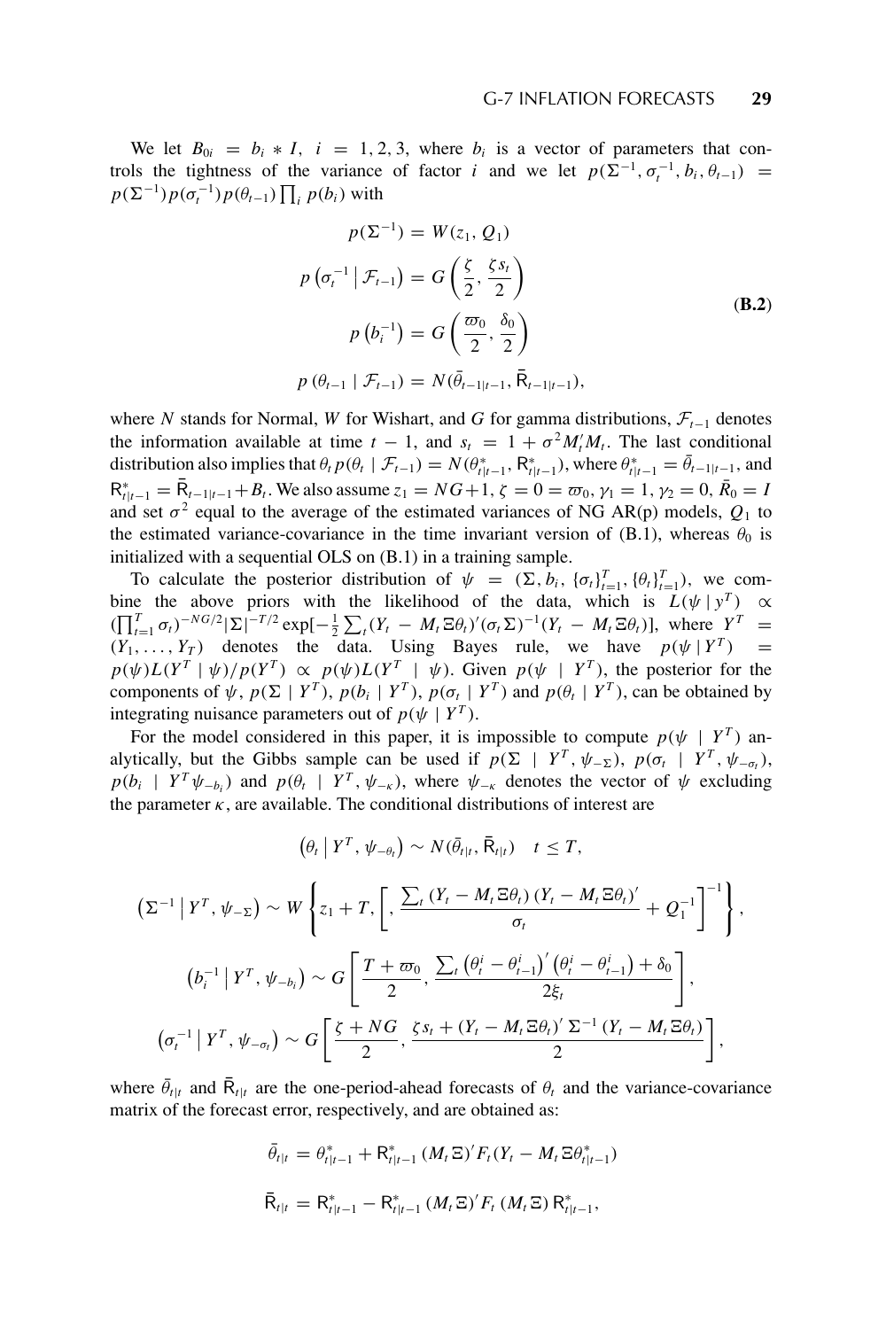We let $B_{0i} = b_i * I$, $i = 1, 2, 3$, where $b_i$ is a vector of parameters that controls the tightness of the variance of factor $i$ and we let $p(\Sigma^{-1}, \sigma_t^{-1}, b_i, \theta_{t-1}) = p(\Sigma^{-1}) p(\sigma_t^{-1}) p(\theta_{t-1}) \prod_i p(b_i)$ with

$$
\begin{aligned}
p(\Sigma^{-1}) &= W(z_1, Q_1) \\
p\left(\sigma_t^{-1} \,\middle|\, \mathcal{F}_{t-1}\right) &= G\left(\frac{\zeta}{2}, \frac{\zeta s_t}{2}\right) \\
p\left(b_i^{-1}\right) &= G\left(\frac{\varpi_0}{2}, \frac{\delta_0}{2}\right) \\
p\left(\theta_{t-1} \mid \mathcal{F}_{t-1}\right) &= N(\bar{\theta}_{t-1|t-1}, \bar{\mathsf{R}}_{t-1|t-1}),
\end{aligned}
\tag{B.2}
$$

where $N$ stands for Normal, $W$ for Wishart, and $G$ for gamma distributions, $\mathcal{F}_{t-1}$ denotes the information available at time $t-1$, and $s_t = 1 + \sigma^2 M_t' M_t$. The last conditional distribution also implies that $\theta_t p(\theta_t \mid \mathcal{F}_{t-1}) = N(\theta^*_{t|t-1}, \mathsf{R}^*_{t|t-1})$, where $\theta^*_{t|t-1} = \bar{\theta}_{t-1|t-1}$, and $\mathsf{R}^*_{t|t-1} = \bar{\mathsf{R}}_{t-1|t-1} + B_t$. We also assume $z_1 = NG+1$, $\zeta = 0 = \varpi_0$, $\gamma_1 = 1$, $\gamma_2 = 0$, $\bar{R}_0 = I$ and set $\sigma^2$ equal to the average of the estimated variances of NG AR(p) models, $Q_1$ to the estimated variance-covariance in the time invariant version of (B.1), whereas $\theta_0$ is initialized with a sequential OLS on (B.1) in a training sample.

To calculate the posterior distribution of $\psi = (\Sigma, b_i, \{\sigma_t\}_{t=1}^T, \{\theta_t\}_{t=1}^T)$, we combine the above priors with the likelihood of the data, which is $L(\psi \mid y^T) \propto (\prod_{t=1}^T \sigma_t)^{-NG/2} |\Sigma|^{-T/2} \exp[-\frac{1}{2}\sum_t (Y_t - M_t \Xi \theta_t)' (\sigma_t \Sigma)^{-1} (Y_t - M_t \Xi \theta_t)]$, where $Y^T = (Y_1, \ldots, Y_T)$ denotes the data. Using Bayes rule, we have $p(\psi \mid Y^T) = p(\psi) L(Y^T \mid \psi)/p(Y^T) \propto p(\psi) L(Y^T \mid \psi)$. Given $p(\psi \mid Y^T)$, the posterior for the components of $\psi$, $p(\Sigma \mid Y^T)$, $p(b_i \mid Y^T)$, $p(\sigma_t \mid Y^T)$ and $p(\theta_t \mid Y^T)$, can be obtained by integrating nuisance parameters out of $p(\psi \mid Y^T)$.

For the model considered in this paper, it is impossible to compute $p(\psi \mid Y^T)$ analytically, but the Gibbs sample can be used if $p(\Sigma \mid Y^T, \psi_{-\Sigma})$, $p(\sigma_t \mid Y^T, \psi_{-\sigma_t})$, $p(b_i \mid Y^T \psi_{-b_i})$ and $p(\theta_t \mid Y^T, \psi_{-\kappa})$, where $\psi_{-\kappa}$ denotes the vector of $\psi$ excluding the parameter $\kappa$, are available. The conditional distributions of interest are

$$
\left(\theta_t \,\middle|\, Y^T, \psi_{-\theta_t}\right) \sim N(\bar{\theta}_{t|t}, \bar{\mathsf{R}}_{t|t}) \quad t \le T,
$$

$$
\left(\Sigma^{-1} \,\middle|\, Y^T, \psi_{-\Sigma}\right) \sim W\left\{ z_1 + T, \left[, \frac{\sum_t (Y_t - M_t \Xi \theta_t)(Y_t - M_t \Xi \theta_t)'}{\sigma_t} + Q_1^{-1}\right]^{-1} \right\},
$$

$$
\left(b_i^{-1} \,\middle|\, Y^T, \psi_{-b_i}\right) \sim G\left[ \frac{T + \varpi_0}{2}, \frac{\sum_t \left(\theta_t^i - \theta_{t-1}^i\right)' \left(\theta_t^i - \theta_{t-1}^i\right) + \delta_0}{2\xi_t} \right],
$$

$$
\left(\sigma_t^{-1} \,\middle|\, Y^T, \psi_{-\sigma_t}\right) \sim G\left[ \frac{\zeta + NG}{2}, \frac{\zeta s_t + (Y_t - M_t \Xi \theta_t)' \Sigma^{-1} (Y_t - M_t \Xi \theta_t)}{2} \right],
$$

where $\bar{\theta}_{t|t}$ and $\bar{\mathsf{R}}_{t|t}$ are the one-period-ahead forecasts of $\theta_t$ and the variance-covariance matrix of the forecast error, respectively, and are obtained as:

$$
\bar{\theta}_{t|t} = \theta^*_{t|t-1} + \mathsf{R}^*_{t|t-1} (M_t \Xi)' F_t (Y_t - M_t \Xi \theta^*_{t|t-1})
$$

$$
\bar{\mathsf{R}}_{t|t} = \mathsf{R}^*_{t|t-1} - \mathsf{R}^*_{t|t-1} (M_t \Xi)' F_t (M_t \Xi) \mathsf{R}^*_{t|t-1},
$$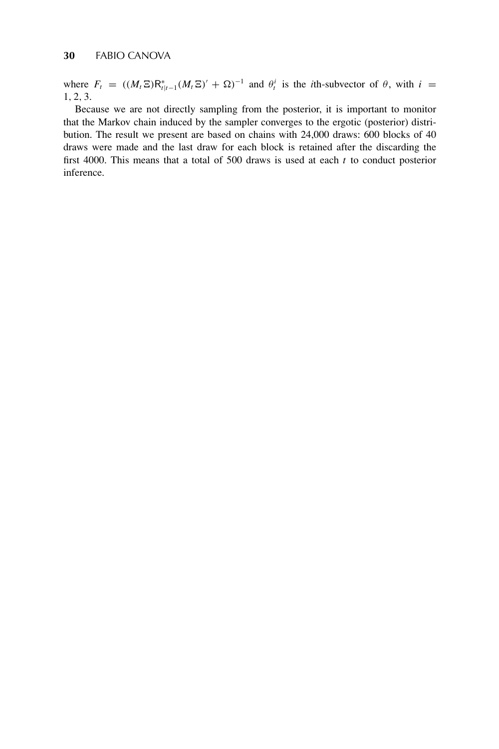where $F_t = ((M_t \Xi)\mathsf{R}^*_{t|t-1}(M_t \Xi)' + \Omega)^{-1}$ and $\theta_t^i$ is the $i$th-subvector of $\theta$, with $i = 1, 2, 3$.

Because we are not directly sampling from the posterior, it is important to monitor that the Markov chain induced by the sampler converges to the ergotic (posterior) distribution. The result we present are based on chains with 24,000 draws: 600 blocks of 40 draws were made and the last draw for each block is retained after the discarding the first 4000. This means that a total of 500 draws is used at each $t$ to conduct posterior inference.